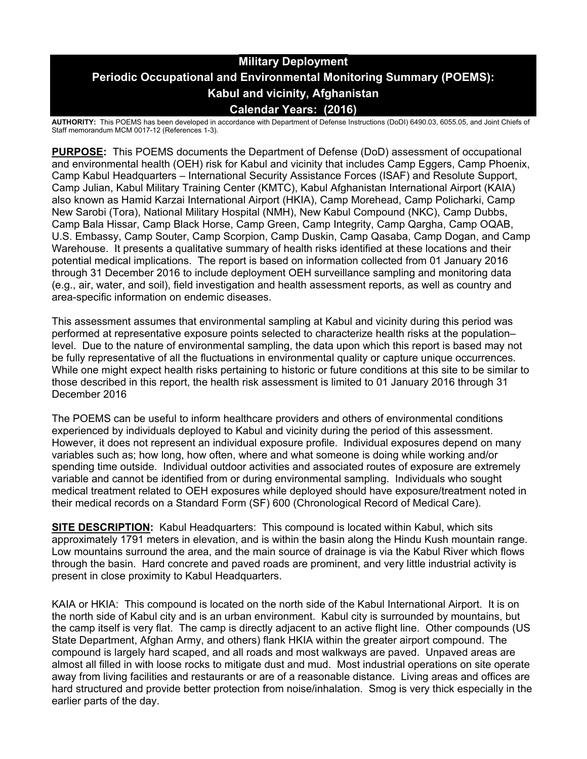# Military Deployment
# Periodic Occupational and Environmental Monitoring Summary (POEMS): Kabul and vicinity, Afghanistan
# Calendar Years: (2016)

**AUTHORITY:** This POEMS has been developed in accordance with Department of Defense Instructions (DoDI) 6490.03, 6055.05, and Joint Chiefs of Staff memorandum MCM 0017-12 (References 1-3).

**PURPOSE:** This POEMS documents the Department of Defense (DoD) assessment of occupational and environmental health (OEH) risk for Kabul and vicinity that includes Camp Eggers, Camp Phoenix, Camp Kabul Headquarters – International Security Assistance Forces (ISAF) and Resolute Support, Camp Julian, Kabul Military Training Center (KMTC), Kabul Afghanistan International Airport (KAIA) also known as Hamid Karzai International Airport (HKIA), Camp Morehead, Camp Policharki, Camp New Sarobi (Tora), National Military Hospital (NMH), New Kabul Compound (NKC), Camp Dubbs, Camp Bala Hissar, Camp Black Horse, Camp Green, Camp Integrity, Camp Qargha, Camp OQAB, U.S. Embassy, Camp Souter, Camp Scorpion, Camp Duskin, Camp Qasaba, Camp Dogan, and Camp Warehouse. It presents a qualitative summary of health risks identified at these locations and their potential medical implications. The report is based on information collected from 01 January 2016 through 31 December 2016 to include deployment OEH surveillance sampling and monitoring data (e.g., air, water, and soil), field investigation and health assessment reports, as well as country and area-specific information on endemic diseases.

This assessment assumes that environmental sampling at Kabul and vicinity during this period was performed at representative exposure points selected to characterize health risks at the population–level. Due to the nature of environmental sampling, the data upon which this report is based may not be fully representative of all the fluctuations in environmental quality or capture unique occurrences. While one might expect health risks pertaining to historic or future conditions at this site to be similar to those described in this report, the health risk assessment is limited to 01 January 2016 through 31 December 2016

The POEMS can be useful to inform healthcare providers and others of environmental conditions experienced by individuals deployed to Kabul and vicinity during the period of this assessment. However, it does not represent an individual exposure profile. Individual exposures depend on many variables such as; how long, how often, where and what someone is doing while working and/or spending time outside. Individual outdoor activities and associated routes of exposure are extremely variable and cannot be identified from or during environmental sampling. Individuals who sought medical treatment related to OEH exposures while deployed should have exposure/treatment noted in their medical records on a Standard Form (SF) 600 (Chronological Record of Medical Care).

**SITE DESCRIPTION:** Kabul Headquarters: This compound is located within Kabul, which sits approximately 1791 meters in elevation, and is within the basin along the Hindu Kush mountain range. Low mountains surround the area, and the main source of drainage is via the Kabul River which flows through the basin. Hard concrete and paved roads are prominent, and very little industrial activity is present in close proximity to Kabul Headquarters.

KAIA or HKIA: This compound is located on the north side of the Kabul International Airport. It is on the north side of Kabul city and is an urban environment. Kabul city is surrounded by mountains, but the camp itself is very flat. The camp is directly adjacent to an active flight line. Other compounds (US State Department, Afghan Army, and others) flank HKIA within the greater airport compound. The compound is largely hard scaped, and all roads and most walkways are paved. Unpaved areas are almost all filled in with loose rocks to mitigate dust and mud. Most industrial operations on site operate away from living facilities and restaurants or are of a reasonable distance. Living areas and offices are hard structured and provide better protection from noise/inhalation. Smog is very thick especially in the earlier parts of the day.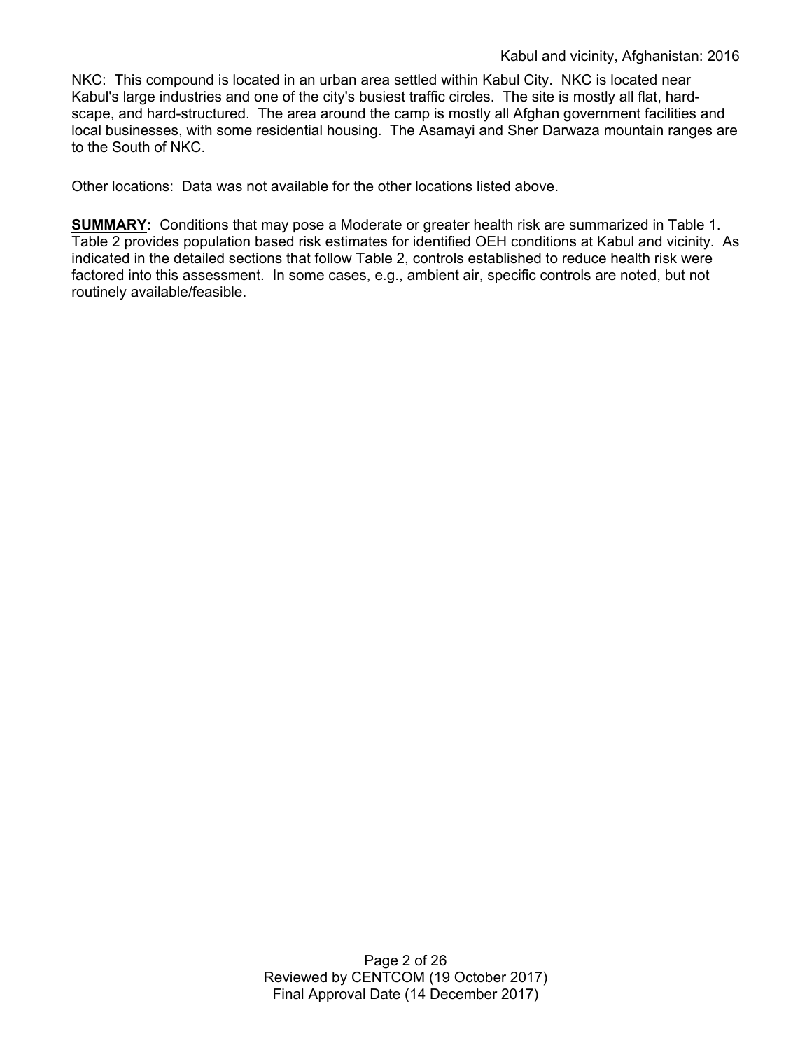NKC: This compound is located in an urban area settled within Kabul City. NKC is located near Kabul's large industries and one of the city's busiest traffic circles. The site is mostly all flat, hard-scape, and hard-structured. The area around the camp is mostly all Afghan government facilities and local businesses, with some residential housing. The Asamayi and Sher Darwaza mountain ranges are to the South of NKC.

Other locations: Data was not available for the other locations listed above.

**SUMMARY:** Conditions that may pose a Moderate or greater health risk are summarized in Table 1. Table 2 provides population based risk estimates for identified OEH conditions at Kabul and vicinity. As indicated in the detailed sections that follow Table 2, controls established to reduce health risk were factored into this assessment. In some cases, e.g., ambient air, specific controls are noted, but not routinely available/feasible.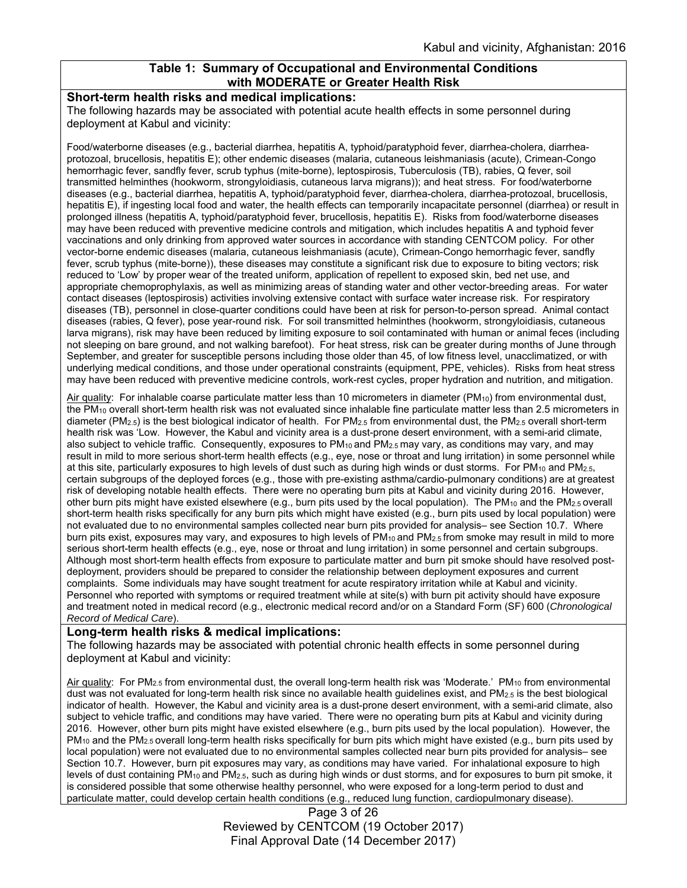## Table 1: Summary of Occupational and Environmental Conditions with MODERATE or Greater Health Risk

**Short-term health risks and medical implications:**

The following hazards may be associated with potential acute health effects in some personnel during deployment at Kabul and vicinity:

Food/waterborne diseases (e.g., bacterial diarrhea, hepatitis A, typhoid/paratyphoid fever, diarrhea-cholera, diarrhea-protozoal, brucellosis, hepatitis E); other endemic diseases (malaria, cutaneous leishmaniasis (acute), Crimean-Congo hemorrhagic fever, sandfly fever, scrub typhus (mite-borne), leptospirosis, Tuberculosis (TB), rabies, Q fever, soil transmitted helminthes (hookworm, strongyloidiasis, cutaneous larva migrans)); and heat stress. For food/waterborne diseases (e.g., bacterial diarrhea, hepatitis A, typhoid/paratyphoid fever, diarrhea-cholera, diarrhea-protozoal, brucellosis, hepatitis E), if ingesting local food and water, the health effects can temporarily incapacitate personnel (diarrhea) or result in prolonged illness (hepatitis A, typhoid/paratyphoid fever, brucellosis, hepatitis E). Risks from food/waterborne diseases may have been reduced with preventive medicine controls and mitigation, which includes hepatitis A and typhoid fever vaccinations and only drinking from approved water sources in accordance with standing CENTCOM policy. For other vector-borne endemic diseases (malaria, cutaneous leishmaniasis (acute), Crimean-Congo hemorrhagic fever, sandfly fever, scrub typhus (mite-borne)), these diseases may constitute a significant risk due to exposure to biting vectors; risk reduced to 'Low' by proper wear of the treated uniform, application of repellent to exposed skin, bed net use, and appropriate chemoprophylaxis, as well as minimizing areas of standing water and other vector-breeding areas. For water contact diseases (leptospirosis) activities involving extensive contact with surface water increase risk. For respiratory diseases (TB), personnel in close-quarter conditions could have been at risk for person-to-person spread. Animal contact diseases (rabies, Q fever), pose year-round risk. For soil transmitted helminthes (hookworm, strongyloidiasis, cutaneous larva migrans), risk may have been reduced by limiting exposure to soil contaminated with human or animal feces (including not sleeping on bare ground, and not walking barefoot). For heat stress, risk can be greater during months of June through September, and greater for susceptible persons including those older than 45, of low fitness level, unacclimatized, or with underlying medical conditions, and those under operational constraints (equipment, PPE, vehicles). Risks from heat stress may have been reduced with preventive medicine controls, work-rest cycles, proper hydration and nutrition, and mitigation.

Air quality: For inhalable coarse particulate matter less than 10 micrometers in diameter ($PM_{10}$) from environmental dust, the $PM_{10}$ overall short-term health risk was not evaluated since inhalable fine particulate matter less than 2.5 micrometers in diameter ($PM_{2.5}$) is the best biological indicator of health. For $PM_{2.5}$ from environmental dust, the $PM_{2.5}$ overall short-term health risk was 'Low. However, the Kabul and vicinity area is a dust-prone desert environment, with a semi-arid climate, also subject to vehicle traffic. Consequently, exposures to $PM_{10}$ and $PM_{2.5}$ may vary, as conditions may vary, and may result in mild to more serious short-term health effects (e.g., eye, nose or throat and lung irritation) in some personnel while at this site, particularly exposures to high levels of dust such as during high winds or dust storms. For $PM_{10}$ and $PM_{2.5}$, certain subgroups of the deployed forces (e.g., those with pre-existing asthma/cardio-pulmonary conditions) are at greatest risk of developing notable health effects. There were no operating burn pits at Kabul and vicinity during 2016. However, other burn pits might have existed elsewhere (e.g., burn pits used by the local population). The $PM_{10}$ and the $PM_{2.5}$ overall short-term health risks specifically for any burn pits which might have existed (e.g., burn pits used by local population) were not evaluated due to no environmental samples collected near burn pits provided for analysis– see Section 10.7. Where burn pits exist, exposures may vary, and exposures to high levels of $PM_{10}$ and $PM_{2.5}$ from smoke may result in mild to more serious short-term health effects (e.g., eye, nose or throat and lung irritation) in some personnel and certain subgroups. Although most short-term health effects from exposure to particulate matter and burn pit smoke should have resolved post-deployment, providers should be prepared to consider the relationship between deployment exposures and current complaints. Some individuals may have sought treatment for acute respiratory irritation while at Kabul and vicinity. Personnel who reported with symptoms or required treatment while at site(s) with burn pit activity should have exposure and treatment noted in medical record (e.g., electronic medical record and/or on a Standard Form (SF) 600 (*Chronological Record of Medical Care*).

**Long-term health risks & medical implications:**

The following hazards may be associated with potential chronic health effects in some personnel during deployment at Kabul and vicinity:

Air quality: For $PM_{2.5}$ from environmental dust, the overall long-term health risk was 'Moderate.' $PM_{10}$ from environmental dust was not evaluated for long-term health risk since no available health guidelines exist, and $PM_{2.5}$ is the best biological indicator of health. However, the Kabul and vicinity area is a dust-prone desert environment, with a semi-arid climate, also subject to vehicle traffic, and conditions may have varied. There were no operating burn pits at Kabul and vicinity during 2016. However, other burn pits might have existed elsewhere (e.g., burn pits used by the local population). However, the $PM_{10}$ and the $PM_{2.5}$ overall long-term health risks specifically for burn pits which might have existed (e.g., burn pits used by local population) were not evaluated due to no environmental samples collected near burn pits provided for analysis– see Section 10.7. However, burn pit exposures may vary, as conditions may have varied. For inhalational exposure to high levels of dust containing $PM_{10}$ and $PM_{2.5}$, such as during high winds or dust storms, and for exposures to burn pit smoke, it is considered possible that some otherwise healthy personnel, who were exposed for a long-term period to dust and particulate matter, could develop certain health conditions (e.g., reduced lung function, cardiopulmonary disease).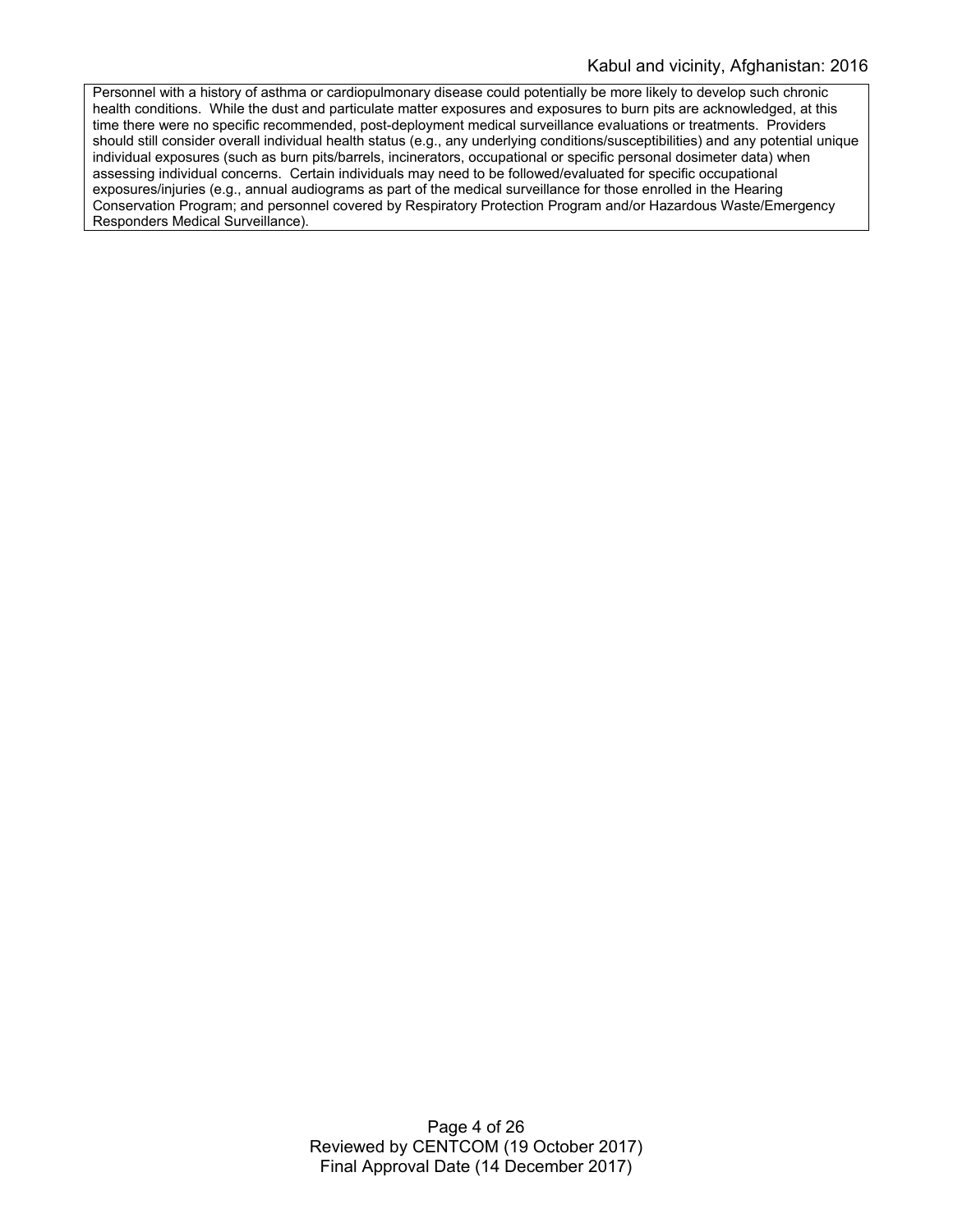Personnel with a history of asthma or cardiopulmonary disease could potentially be more likely to develop such chronic health conditions. While the dust and particulate matter exposures and exposures to burn pits are acknowledged, at this time there were no specific recommended, post-deployment medical surveillance evaluations or treatments. Providers should still consider overall individual health status (e.g., any underlying conditions/susceptibilities) and any potential unique individual exposures (such as burn pits/barrels, incinerators, occupational or specific personal dosimeter data) when assessing individual concerns. Certain individuals may need to be followed/evaluated for specific occupational exposures/injuries (e.g., annual audiograms as part of the medical surveillance for those enrolled in the Hearing Conservation Program; and personnel covered by Respiratory Protection Program and/or Hazardous Waste/Emergency Responders Medical Surveillance).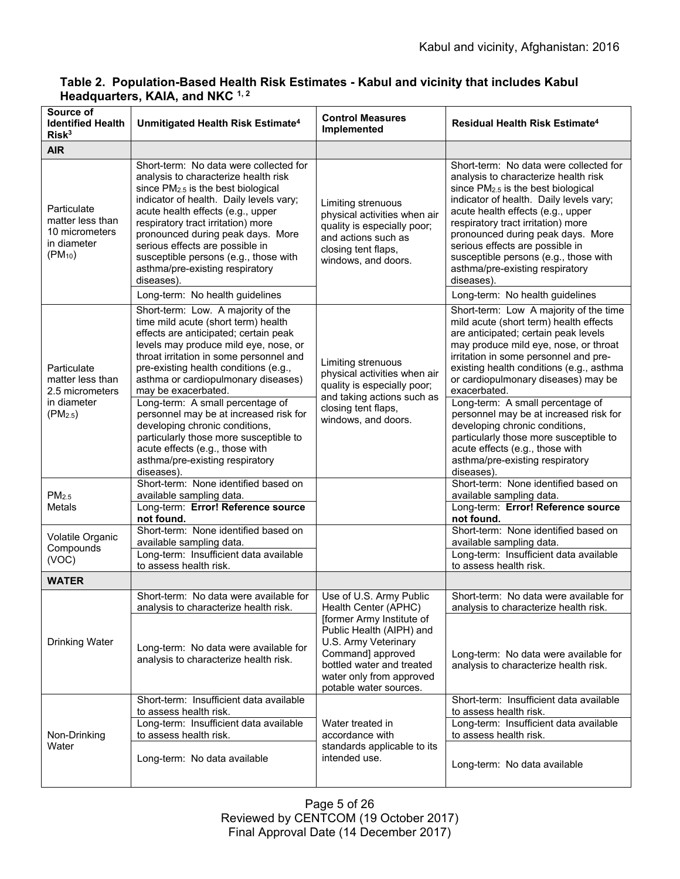**Table 2. Population-Based Health Risk Estimates - Kabul and vicinity that includes Kabul Headquarters, KAIA, and NKC [1, 2]**

| Source of Identified Health Risk[3] | Unmitigated Health Risk Estimate[4] | Control Measures Implemented | Residual Health Risk Estimate[4] |
|---|---|---|---|
| **AIR** | | | |
| Particulate matter less than 10 micrometers in diameter ($PM_{10}$) | Short-term: No data were collected for analysis to characterize health risk since $PM_{2.5}$ is the best biological indicator of health. Daily levels vary; acute health effects (e.g., upper respiratory tract irritation) more pronounced during peak days. More serious effects are possible in susceptible persons (e.g., those with asthma/pre-existing respiratory diseases). | Limiting strenuous physical activities when air quality is especially poor; and actions such as closing tent flaps, windows, and doors. | Short-term: No data were collected for analysis to characterize health risk since $PM_{2.5}$ is the best biological indicator of health. Daily levels vary; acute health effects (e.g., upper respiratory tract irritation) more pronounced during peak days. More serious effects are possible in susceptible persons (e.g., those with asthma/pre-existing respiratory diseases). |
| | Long-term: No health guidelines | | Long-term: No health guidelines |
| Particulate matter less than 2.5 micrometers in diameter ($PM_{2.5}$) | Short-term: Low. A majority of the time mild acute (short term) health effects are anticipated; certain peak levels may produce mild eye, nose, or throat irritation in some personnel and pre-existing health conditions (e.g., asthma or cardiopulmonary diseases) may be exacerbated. | Limiting strenuous physical activities when air quality is especially poor; and taking actions such as closing tent flaps, windows, and doors. | Short-term: Low A majority of the time mild acute (short term) health effects are anticipated; certain peak levels may produce mild eye, nose, or throat irritation in some personnel and pre-existing health conditions (e.g., asthma or cardiopulmonary diseases) may be exacerbated. |
| | Long-term: A small percentage of personnel may be at increased risk for developing chronic conditions, particularly those more susceptible to acute effects (e.g., those with asthma/pre-existing respiratory diseases). | | Long-term: A small percentage of personnel may be at increased risk for developing chronic conditions, particularly those more susceptible to acute effects (e.g., those with asthma/pre-existing respiratory diseases). |
| $PM_{2.5}$ Metals | Short-term: None identified based on available sampling data. | | Short-term: None identified based on available sampling data. |
| | Long-term: **Error! Reference source not found.** | | Long-term: **Error! Reference source not found.** |
| Volatile Organic Compounds (VOC) | Short-term: None identified based on available sampling data. | | Short-term: None identified based on available sampling data. |
| | Long-term: Insufficient data available to assess health risk. | | Long-term: Insufficient data available to assess health risk. |
| **WATER** | | | |
| Drinking Water | Short-term: No data were available for analysis to characterize health risk. | Use of U.S. Army Public Health Center (APHC) [former Army Institute of Public Health (AIPH) and U.S. Army Veterinary Command] approved bottled water and treated water only from approved potable water sources. | Short-term: No data were available for analysis to characterize health risk. |
| | Long-term: No data were available for analysis to characterize health risk. | | Long-term: No data were available for analysis to characterize health risk. |
| Non-Drinking Water | Short-term: Insufficient data available to assess health risk. | Water treated in accordance with standards applicable to its intended use. | Short-term: Insufficient data available to assess health risk. |
| | Long-term: Insufficient data available to assess health risk. | | Long-term: Insufficient data available to assess health risk. |
| | Long-term: No data available | | Long-term: No data available |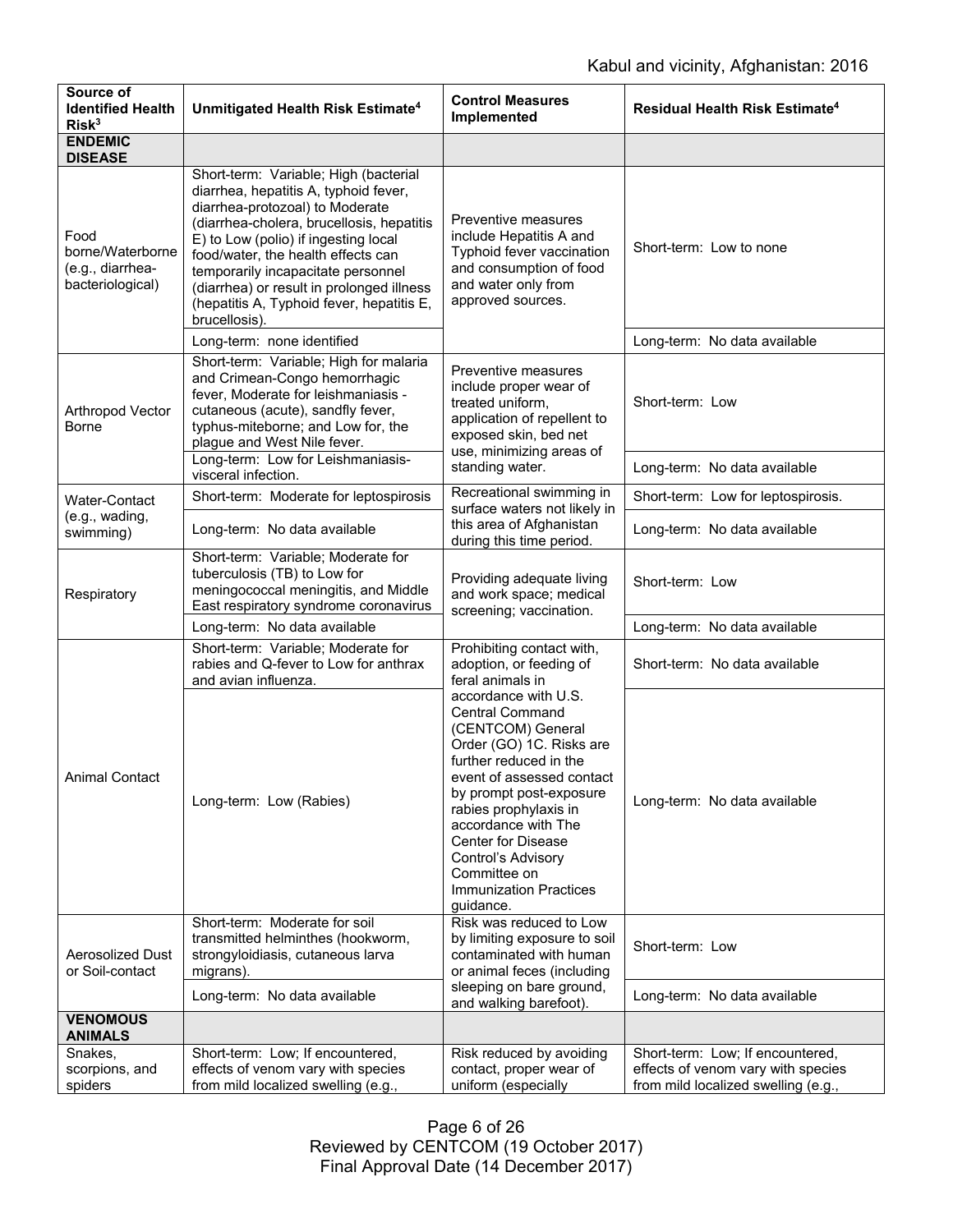| Source of Identified Health Risk[3] | Unmitigated Health Risk Estimate[4] | Control Measures Implemented | Residual Health Risk Estimate[4] |
|---|---|---|---|
| **ENDEMIC DISEASE** | | | |
| Food borne/Waterborne (e.g., diarrhea-bacteriological) | Short-term: Variable; High (bacterial diarrhea, hepatitis A, typhoid fever, diarrhea-protozoal) to Moderate (diarrhea-cholera, brucellosis, hepatitis E) to Low (polio) if ingesting local food/water, the health effects can temporarily incapacitate personnel (diarrhea) or result in prolonged illness (hepatitis A, Typhoid fever, hepatitis E, brucellosis). | Preventive measures include Hepatitis A and Typhoid fever vaccination and consumption of food and water only from approved sources. | Short-term: Low to none |
| | Long-term: none identified | | Long-term: No data available |
| Arthropod Vector Borne | Short-term: Variable; High for malaria and Crimean-Congo hemorrhagic fever, Moderate for leishmaniasis - cutaneous (acute), sandfly fever, typhus-miteborne; and Low for, the plague and West Nile fever. | Preventive measures include proper wear of treated uniform, application of repellent to exposed skin, bed net use, minimizing areas of standing water. | Short-term: Low |
| | Long-term: Low for Leishmaniasis-visceral infection. | | Long-term: No data available |
| Water-Contact (e.g., wading, swimming) | Short-term: Moderate for leptospirosis | Recreational swimming in surface waters not likely in this area of Afghanistan during this time period. | Short-term: Low for leptospirosis. |
| | Long-term: No data available | | Long-term: No data available |
| Respiratory | Short-term: Variable; Moderate for tuberculosis (TB) to Low for meningococcal meningitis, and Middle East respiratory syndrome coronavirus | Providing adequate living and work space; medical screening; vaccination. | Short-term: Low |
| | Long-term: No data available | | Long-term: No data available |
| Animal Contact | Short-term: Variable; Moderate for rabies and Q-fever to Low for anthrax and avian influenza. | Prohibiting contact with, adoption, or feeding of feral animals in accordance with U.S. Central Command (CENTCOM) General Order (GO) 1C. Risks are further reduced in the event of assessed contact by prompt post-exposure rabies prophylaxis in accordance with The Center for Disease Control's Advisory Committee on Immunization Practices guidance. | Short-term: No data available |
| | Long-term: Low (Rabies) | | Long-term: No data available |
| Aerosolized Dust or Soil-contact | Short-term: Moderate for soil transmitted helminthes (hookworm, strongyloidiasis, cutaneous larva migrans). | Risk was reduced to Low by limiting exposure to soil contaminated with human or animal feces (including sleeping on bare ground, and walking barefoot). | Short-term: Low |
| | Long-term: No data available | | Long-term: No data available |
| **VENOMOUS ANIMALS** | | | |
| Snakes, scorpions, and spiders | Short-term: Low; If encountered, effects of venom vary with species from mild localized swelling (e.g., | Risk reduced by avoiding contact, proper wear of uniform (especially | Short-term: Low; If encountered, effects of venom vary with species from mild localized swelling (e.g., |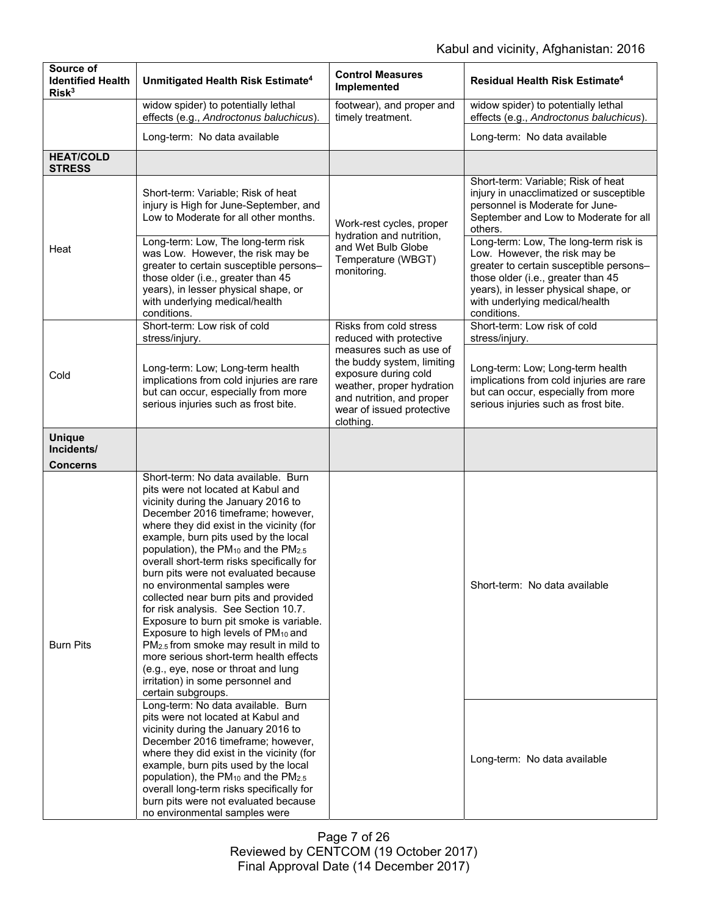| Source of Identified Health Risk[3] | Unmitigated Health Risk Estimate[4] | Control Measures Implemented | Residual Health Risk Estimate[4] |
|---|---|---|---|
| | widow spider) to potentially lethal effects (e.g., *Androctonus baluchicus*). | footwear), and proper and timely treatment. | widow spider) to potentially lethal effects (e.g., *Androctonus baluchicus*). |
| | Long-term: No data available | | Long-term: No data available |
| **HEAT/COLD STRESS** | | | |
| Heat | Short-term: Variable; Risk of heat injury is High for June-September, and Low to Moderate for all other months. | Work-rest cycles, proper hydration and nutrition, and Wet Bulb Globe Temperature (WBGT) monitoring. | Short-term: Variable; Risk of heat injury in unacclimatized or susceptible personnel is Moderate for June-September and Low to Moderate for all others. |
| | Long-term: Low, The long-term risk was Low. However, the risk may be greater to certain susceptible persons– those older (i.e., greater than 45 years), in lesser physical shape, or with underlying medical/health conditions. | | Long-term: Low, The long-term risk is Low. However, the risk may be greater to certain susceptible persons– those older (i.e., greater than 45 years), in lesser physical shape, or with underlying medical/health conditions. |
| Cold | Short-term: Low risk of cold stress/injury. | Risks from cold stress reduced with protective measures such as use of the buddy system, limiting exposure during cold weather, proper hydration and nutrition, and proper wear of issued protective clothing. | Short-term: Low risk of cold stress/injury. |
| | Long-term: Low; Long-term health implications from cold injuries are rare but can occur, especially from more serious injuries such as frost bite. | | Long-term: Low; Long-term health implications from cold injuries are rare but can occur, especially from more serious injuries such as frost bite. |
| **Unique Incidents/ Concerns** | | | |
| Burn Pits | Short-term: No data available. Burn pits were not located at Kabul and vicinity during the January 2016 to December 2016 timeframe; however, where they did exist in the vicinity (for example, burn pits used by the local population), the $PM_{10}$ and the $PM_{2.5}$ overall short-term risks specifically for burn pits were not evaluated because no environmental samples were collected near burn pits and provided for risk analysis. See Section 10.7. Exposure to burn pit smoke is variable. Exposure to high levels of $PM_{10}$ and $PM_{2.5}$ from smoke may result in mild to more serious short-term health effects (e.g., eye, nose or throat and lung irritation) in some personnel and certain subgroups. | | Short-term: No data available |
| | Long-term: No data available. Burn pits were not located at Kabul and vicinity during the January 2016 to December 2016 timeframe; however, where they did exist in the vicinity (for example, burn pits used by the local population), the $PM_{10}$ and the $PM_{2.5}$ overall long-term risks specifically for burn pits were not evaluated because no environmental samples were | | Long-term: No data available |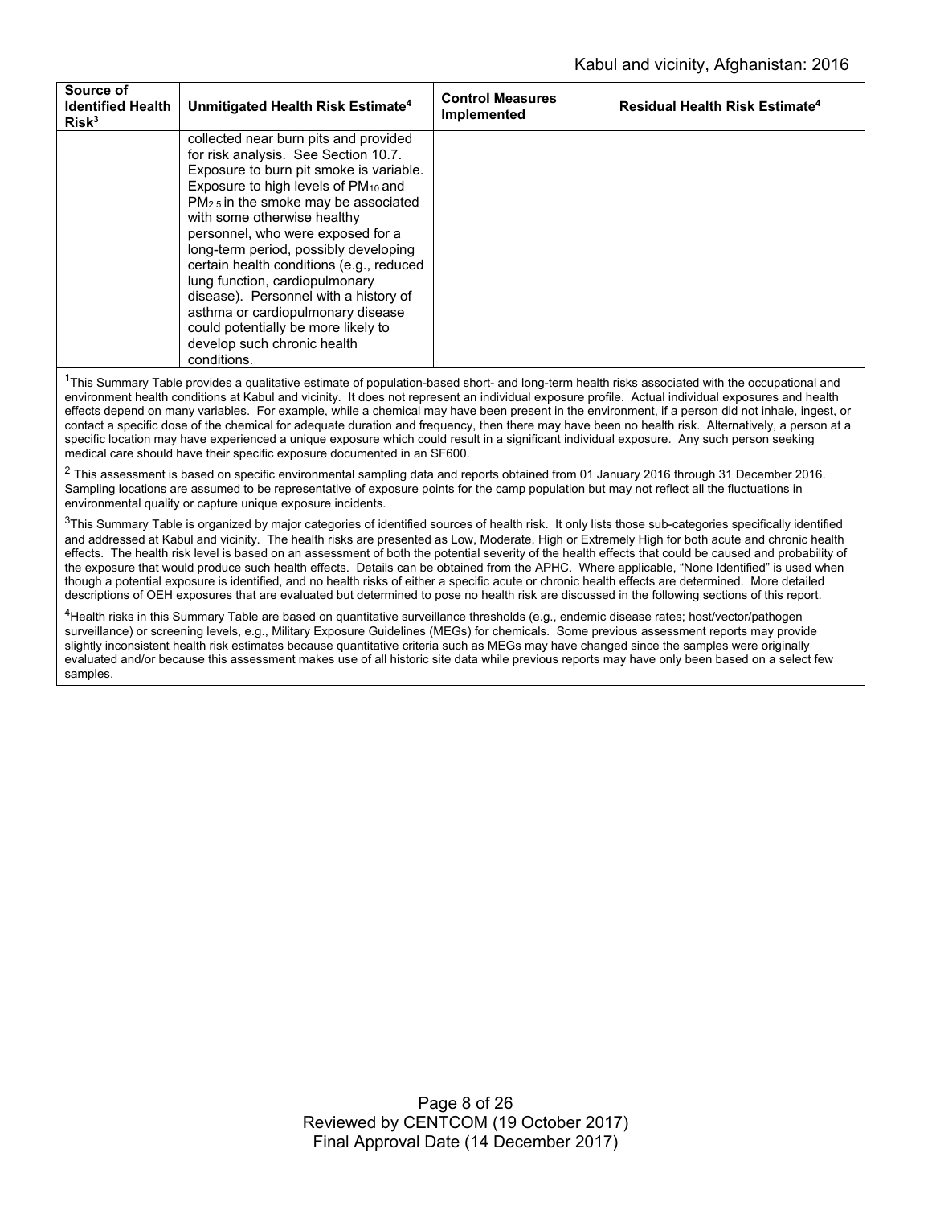| Source of Identified Health Risk[3] | Unmitigated Health Risk Estimate[4] | Control Measures Implemented | Residual Health Risk Estimate[4] |
|---|---|---|---|
| | collected near burn pits and provided for risk analysis. See Section 10.7. Exposure to burn pit smoke is variable. Exposure to high levels of $PM_{10}$ and $PM_{2.5}$ in the smoke may be associated with some otherwise healthy personnel, who were exposed for a long-term period, possibly developing certain health conditions (e.g., reduced lung function, cardiopulmonary disease). Personnel with a history of asthma or cardiopulmonary disease could potentially be more likely to develop such chronic health conditions. | | |

[1]This Summary Table provides a qualitative estimate of population-based short- and long-term health risks associated with the occupational and environment health conditions at Kabul and vicinity. It does not represent an individual exposure profile. Actual individual exposures and health effects depend on many variables. For example, while a chemical may have been present in the environment, if a person did not inhale, ingest, or contact a specific dose of the chemical for adequate duration and frequency, then there may have been no health risk. Alternatively, a person at a specific location may have experienced a unique exposure which could result in a significant individual exposure. Any such person seeking medical care should have their specific exposure documented in an SF600.

[2] This assessment is based on specific environmental sampling data and reports obtained from 01 January 2016 through 31 December 2016. Sampling locations are assumed to be representative of exposure points for the camp population but may not reflect all the fluctuations in environmental quality or capture unique exposure incidents.

[3]This Summary Table is organized by major categories of identified sources of health risk. It only lists those sub-categories specifically identified and addressed at Kabul and vicinity. The health risks are presented as Low, Moderate, High or Extremely High for both acute and chronic health effects. The health risk level is based on an assessment of both the potential severity of the health effects that could be caused and probability of the exposure that would produce such health effects. Details can be obtained from the APHC. Where applicable, "None Identified" is used when though a potential exposure is identified, and no health risks of either a specific acute or chronic health effects are determined. More detailed descriptions of OEH exposures that are evaluated but determined to pose no health risk are discussed in the following sections of this report.

[4]Health risks in this Summary Table are based on quantitative surveillance thresholds (e.g., endemic disease rates; host/vector/pathogen surveillance) or screening levels, e.g., Military Exposure Guidelines (MEGs) for chemicals. Some previous assessment reports may provide slightly inconsistent health risk estimates because quantitative criteria such as MEGs may have changed since the samples were originally evaluated and/or because this assessment makes use of all historic site data while previous reports may have only been based on a select few samples.

Reviewed by CENTCOM (19 October 2017)
Final Approval Date (14 December 2017)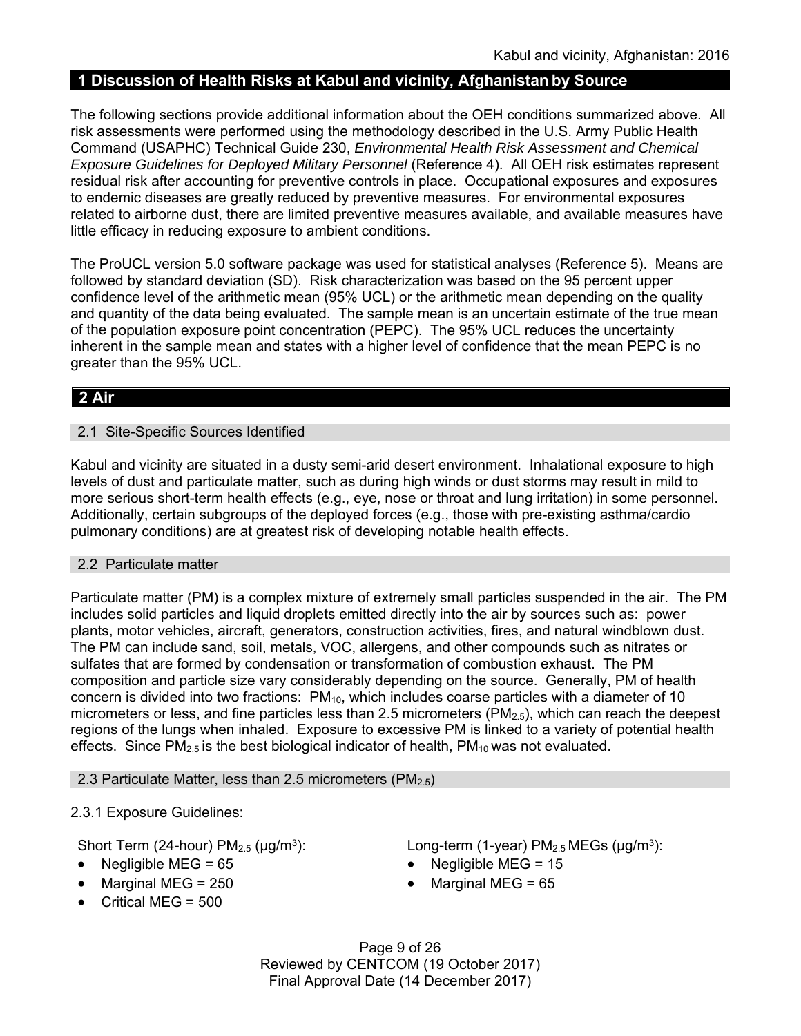## 1 Discussion of Health Risks at Kabul and vicinity, Afghanistan by Source

The following sections provide additional information about the OEH conditions summarized above. All risk assessments were performed using the methodology described in the U.S. Army Public Health Command (USAPHC) Technical Guide 230, *Environmental Health Risk Assessment and Chemical Exposure Guidelines for Deployed Military Personnel* (Reference 4). All OEH risk estimates represent residual risk after accounting for preventive controls in place. Occupational exposures and exposures to endemic diseases are greatly reduced by preventive measures. For environmental exposures related to airborne dust, there are limited preventive measures available, and available measures have little efficacy in reducing exposure to ambient conditions.

The ProUCL version 5.0 software package was used for statistical analyses (Reference 5). Means are followed by standard deviation (SD). Risk characterization was based on the 95 percent upper confidence level of the arithmetic mean (95% UCL) or the arithmetic mean depending on the quality and quantity of the data being evaluated. The sample mean is an uncertain estimate of the true mean of the population exposure point concentration (PEPC). The 95% UCL reduces the uncertainty inherent in the sample mean and states with a higher level of confidence that the mean PEPC is no greater than the 95% UCL.

## 2 Air

### 2.1 Site-Specific Sources Identified

Kabul and vicinity are situated in a dusty semi-arid desert environment. Inhalational exposure to high levels of dust and particulate matter, such as during high winds or dust storms may result in mild to more serious short-term health effects (e.g., eye, nose or throat and lung irritation) in some personnel. Additionally, certain subgroups of the deployed forces (e.g., those with pre-existing asthma/cardio pulmonary conditions) are at greatest risk of developing notable health effects.

### 2.2 Particulate matter

Particulate matter (PM) is a complex mixture of extremely small particles suspended in the air. The PM includes solid particles and liquid droplets emitted directly into the air by sources such as: power plants, motor vehicles, aircraft, generators, construction activities, fires, and natural windblown dust. The PM can include sand, soil, metals, VOC, allergens, and other compounds such as nitrates or sulfates that are formed by condensation or transformation of combustion exhaust. The PM composition and particle size vary considerably depending on the source. Generally, PM of health concern is divided into two fractions: $PM_{10}$, which includes coarse particles with a diameter of 10 micrometers or less, and fine particles less than 2.5 micrometers ($PM_{2.5}$), which can reach the deepest regions of the lungs when inhaled. Exposure to excessive PM is linked to a variety of potential health effects. Since $PM_{2.5}$ is the best biological indicator of health, $PM_{10}$ was not evaluated.

### 2.3 Particulate Matter, less than 2.5 micrometers ($PM_{2.5}$)

2.3.1 Exposure Guidelines:

Short Term (24-hour) $PM_{2.5}$ (μg/m$^3$):

- Negligible MEG = 65
- Marginal MEG = 250
- Critical MEG = 500

Long-term (1-year) $PM_{2.5}$ MEGs (μg/m$^3$):

- Negligible MEG = 15
- Marginal MEG = 65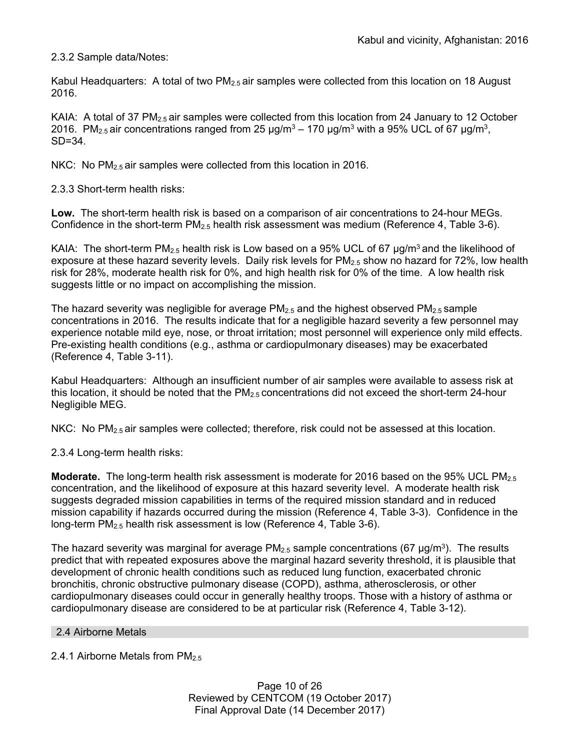2.3.2 Sample data/Notes:

Kabul Headquarters: A total of two $PM_{2.5}$ air samples were collected from this location on 18 August 2016.

KAIA: A total of 37 $PM_{2.5}$ air samples were collected from this location from 24 January to 12 October 2016. $PM_{2.5}$ air concentrations ranged from 25 µg/m$^3$ – 170 µg/m$^3$ with a 95% UCL of 67 µg/m$^3$, SD=34.

NKC: No $PM_{2.5}$ air samples were collected from this location in 2016.

2.3.3 Short-term health risks:

**Low.** The short-term health risk is based on a comparison of air concentrations to 24-hour MEGs. Confidence in the short-term $PM_{2.5}$ health risk assessment was medium (Reference 4, Table 3-6).

KAIA: The short-term $PM_{2.5}$ health risk is Low based on a 95% UCL of 67 µg/m$^3$ and the likelihood of exposure at these hazard severity levels. Daily risk levels for $PM_{2.5}$ show no hazard for 72%, low health risk for 28%, moderate health risk for 0%, and high health risk for 0% of the time. A low health risk suggests little or no impact on accomplishing the mission.

The hazard severity was negligible for average $PM_{2.5}$ and the highest observed $PM_{2.5}$ sample concentrations in 2016. The results indicate that for a negligible hazard severity a few personnel may experience notable mild eye, nose, or throat irritation; most personnel will experience only mild effects. Pre-existing health conditions (e.g., asthma or cardiopulmonary diseases) may be exacerbated (Reference 4, Table 3-11).

Kabul Headquarters: Although an insufficient number of air samples were available to assess risk at this location, it should be noted that the $PM_{2.5}$ concentrations did not exceed the short-term 24-hour Negligible MEG.

NKC: No $PM_{2.5}$ air samples were collected; therefore, risk could not be assessed at this location.

2.3.4 Long-term health risks:

**Moderate.** The long-term health risk assessment is moderate for 2016 based on the 95% UCL $PM_{2.5}$ concentration, and the likelihood of exposure at this hazard severity level. A moderate health risk suggests degraded mission capabilities in terms of the required mission standard and in reduced mission capability if hazards occurred during the mission (Reference 4, Table 3-3). Confidence in the long-term $PM_{2.5}$ health risk assessment is low (Reference 4, Table 3-6).

The hazard severity was marginal for average $PM_{2.5}$ sample concentrations (67 µg/m$^3$). The results predict that with repeated exposures above the marginal hazard severity threshold, it is plausible that development of chronic health conditions such as reduced lung function, exacerbated chronic bronchitis, chronic obstructive pulmonary disease (COPD), asthma, atherosclerosis, or other cardiopulmonary diseases could occur in generally healthy troops. Those with a history of asthma or cardiopulmonary disease are considered to be at particular risk (Reference 4, Table 3-12).

## 2.4 Airborne Metals

2.4.1 Airborne Metals from $PM_{2.5}$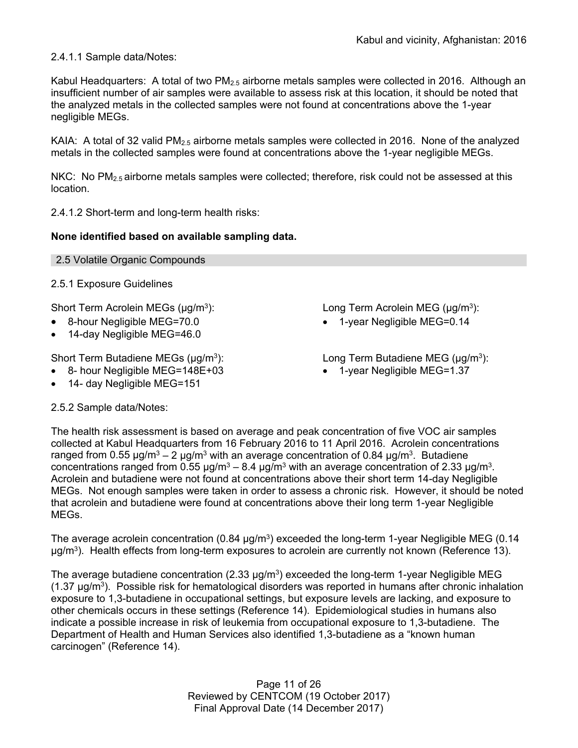2.4.1.1 Sample data/Notes:

Kabul Headquarters: A total of two $PM_{2.5}$ airborne metals samples were collected in 2016. Although an insufficient number of air samples were available to assess risk at this location, it should be noted that the analyzed metals in the collected samples were not found at concentrations above the 1-year negligible MEGs.

KAIA: A total of 32 valid $PM_{2.5}$ airborne metals samples were collected in 2016. None of the analyzed metals in the collected samples were found at concentrations above the 1-year negligible MEGs.

NKC: No $PM_{2.5}$ airborne metals samples were collected; therefore, risk could not be assessed at this location.

2.4.1.2 Short-term and long-term health risks:

**None identified based on available sampling data.**

## 2.5 Volatile Organic Compounds

2.5.1 Exposure Guidelines

Short Term Acrolein MEGs (μg/m$^3$):

- 8-hour Negligible MEG=70.0
- 14-day Negligible MEG=46.0

Long Term Acrolein MEG (μg/m$^3$):

- 1-year Negligible MEG=0.14

Short Term Butadiene MEGs (μg/m$^3$):

- 8- hour Negligible MEG=148E+03
- 14- day Negligible MEG=151

Long Term Butadiene MEG (μg/m$^3$):

- 1-year Negligible MEG=1.37

2.5.2 Sample data/Notes:

The health risk assessment is based on average and peak concentration of five VOC air samples collected at Kabul Headquarters from 16 February 2016 to 11 April 2016. Acrolein concentrations ranged from 0.55 μg/m$^3$ – 2 μg/m$^3$ with an average concentration of 0.84 μg/m$^3$. Butadiene concentrations ranged from 0.55 μg/m$^3$ – 8.4 μg/m$^3$ with an average concentration of 2.33 μg/m$^3$. Acrolein and butadiene were not found at concentrations above their short term 14-day Negligible MEGs. Not enough samples were taken in order to assess a chronic risk. However, it should be noted that acrolein and butadiene were found at concentrations above their long term 1-year Negligible MEGs.

The average acrolein concentration (0.84 μg/m$^3$) exceeded the long-term 1-year Negligible MEG (0.14 μg/m$^3$). Health effects from long-term exposures to acrolein are currently not known (Reference 13).

The average butadiene concentration (2.33 μg/m$^3$) exceeded the long-term 1-year Negligible MEG (1.37 μg/m$^3$). Possible risk for hematological disorders was reported in humans after chronic inhalation exposure to 1,3-butadiene in occupational settings, but exposure levels are lacking, and exposure to other chemicals occurs in these settings (Reference 14). Epidemiological studies in humans also indicate a possible increase in risk of leukemia from occupational exposure to 1,3-butadiene. The Department of Health and Human Services also identified 1,3-butadiene as a "known human carcinogen" (Reference 14).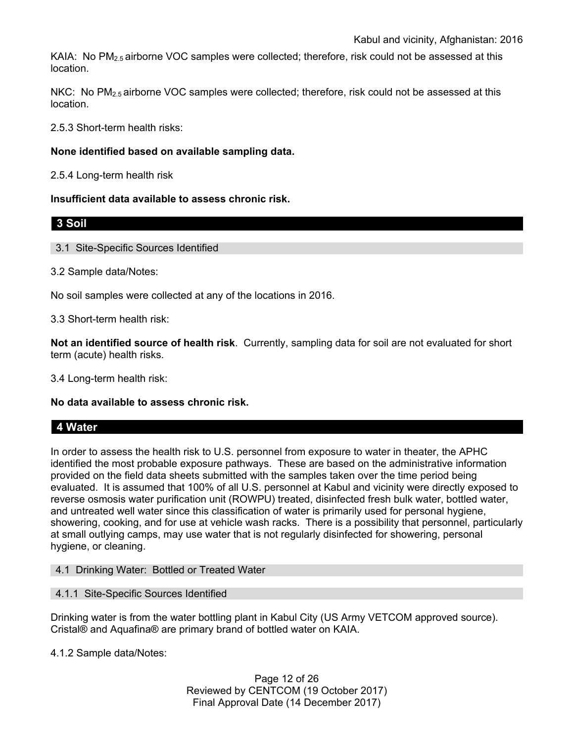KAIA: No $PM_{2.5}$ airborne VOC samples were collected; therefore, risk could not be assessed at this location.

NKC: No $PM_{2.5}$ airborne VOC samples were collected; therefore, risk could not be assessed at this location.

2.5.3 Short-term health risks:

**None identified based on available sampling data.**

2.5.4 Long-term health risk

**Insufficient data available to assess chronic risk.**

## 3 Soil

### 3.1 Site-Specific Sources Identified

3.2 Sample data/Notes:

No soil samples were collected at any of the locations in 2016.

3.3 Short-term health risk:

**Not an identified source of health risk**. Currently, sampling data for soil are not evaluated for short term (acute) health risks.

3.4 Long-term health risk:

**No data available to assess chronic risk.**

## 4 Water

In order to assess the health risk to U.S. personnel from exposure to water in theater, the APHC identified the most probable exposure pathways. These are based on the administrative information provided on the field data sheets submitted with the samples taken over the time period being evaluated. It is assumed that 100% of all U.S. personnel at Kabul and vicinity were directly exposed to reverse osmosis water purification unit (ROWPU) treated, disinfected fresh bulk water, bottled water, and untreated well water since this classification of water is primarily used for personal hygiene, showering, cooking, and for use at vehicle wash racks. There is a possibility that personnel, particularly at small outlying camps, may use water that is not regularly disinfected for showering, personal hygiene, or cleaning.

### 4.1 Drinking Water: Bottled or Treated Water

### 4.1.1 Site-Specific Sources Identified

Drinking water is from the water bottling plant in Kabul City (US Army VETCOM approved source). Cristal® and Aquafina® are primary brand of bottled water on KAIA.

4.1.2 Sample data/Notes: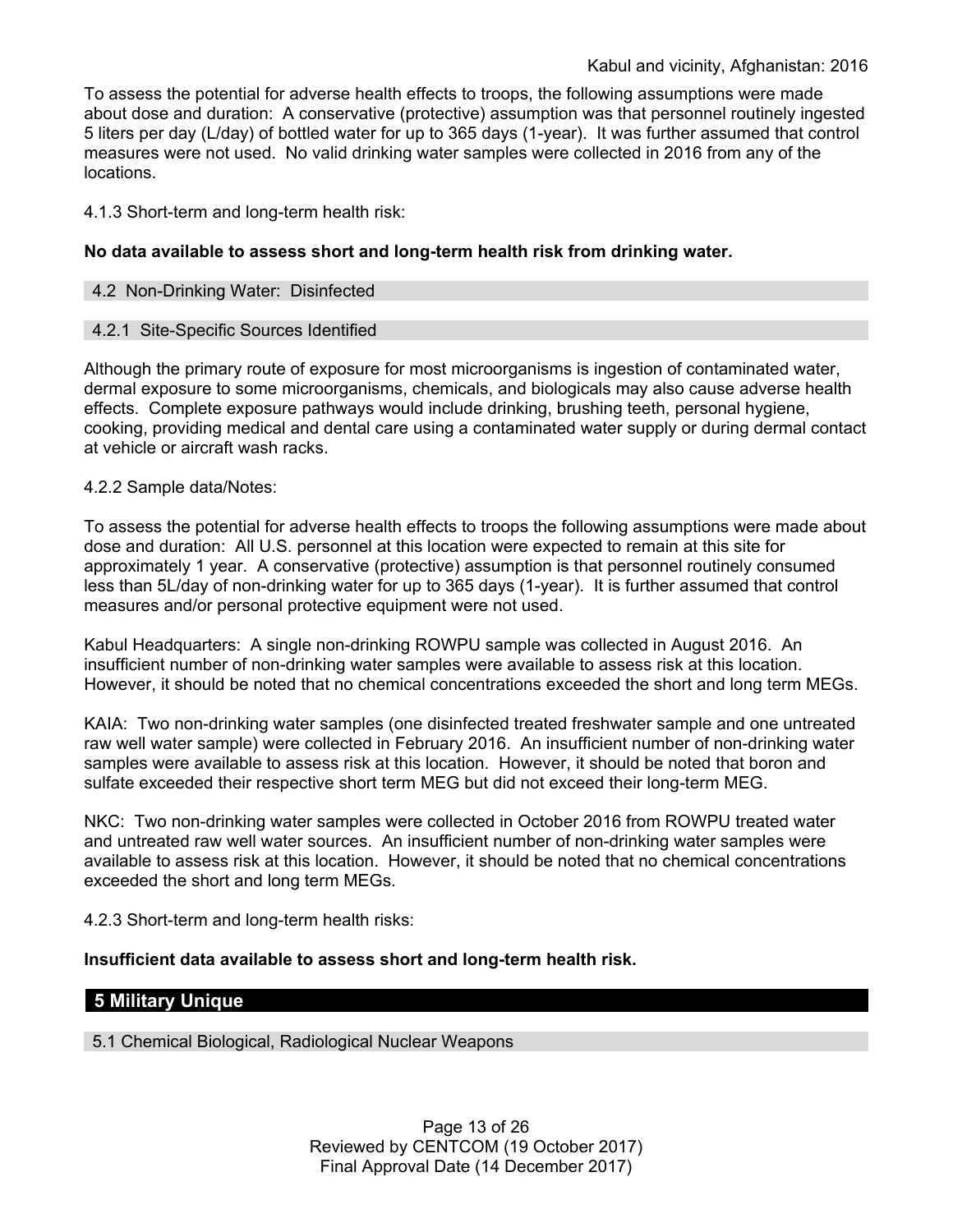To assess the potential for adverse health effects to troops, the following assumptions were made about dose and duration: A conservative (protective) assumption was that personnel routinely ingested 5 liters per day (L/day) of bottled water for up to 365 days (1-year). It was further assumed that control measures were not used. No valid drinking water samples were collected in 2016 from any of the locations.

4.1.3 Short-term and long-term health risk:

**No data available to assess short and long-term health risk from drinking water.**

### 4.2 Non-Drinking Water: Disinfected

#### 4.2.1 Site-Specific Sources Identified

Although the primary route of exposure for most microorganisms is ingestion of contaminated water, dermal exposure to some microorganisms, chemicals, and biologicals may also cause adverse health effects. Complete exposure pathways would include drinking, brushing teeth, personal hygiene, cooking, providing medical and dental care using a contaminated water supply or during dermal contact at vehicle or aircraft wash racks.

4.2.2 Sample data/Notes:

To assess the potential for adverse health effects to troops the following assumptions were made about dose and duration: All U.S. personnel at this location were expected to remain at this site for approximately 1 year. A conservative (protective) assumption is that personnel routinely consumed less than 5L/day of non-drinking water for up to 365 days (1-year). It is further assumed that control measures and/or personal protective equipment were not used.

Kabul Headquarters: A single non-drinking ROWPU sample was collected in August 2016. An insufficient number of non-drinking water samples were available to assess risk at this location. However, it should be noted that no chemical concentrations exceeded the short and long term MEGs.

KAIA: Two non-drinking water samples (one disinfected treated freshwater sample and one untreated raw well water sample) were collected in February 2016. An insufficient number of non-drinking water samples were available to assess risk at this location. However, it should be noted that boron and sulfate exceeded their respective short term MEG but did not exceed their long-term MEG.

NKC: Two non-drinking water samples were collected in October 2016 from ROWPU treated water and untreated raw well water sources. An insufficient number of non-drinking water samples were available to assess risk at this location. However, it should be noted that no chemical concentrations exceeded the short and long term MEGs.

4.2.3 Short-term and long-term health risks:

**Insufficient data available to assess short and long-term health risk.**

## 5 Military Unique

### 5.1 Chemical Biological, Radiological Nuclear Weapons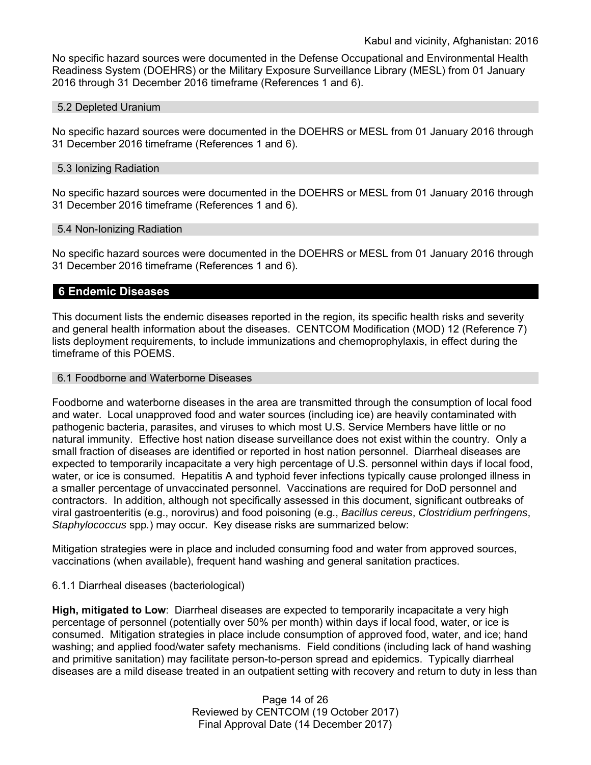No specific hazard sources were documented in the Defense Occupational and Environmental Health Readiness System (DOEHRS) or the Military Exposure Surveillance Library (MESL) from 01 January 2016 through 31 December 2016 timeframe (References 1 and 6).

### 5.2 Depleted Uranium

No specific hazard sources were documented in the DOEHRS or MESL from 01 January 2016 through 31 December 2016 timeframe (References 1 and 6).

### 5.3 Ionizing Radiation

No specific hazard sources were documented in the DOEHRS or MESL from 01 January 2016 through 31 December 2016 timeframe (References 1 and 6).

### 5.4 Non-Ionizing Radiation

No specific hazard sources were documented in the DOEHRS or MESL from 01 January 2016 through 31 December 2016 timeframe (References 1 and 6).

## 6 Endemic Diseases

This document lists the endemic diseases reported in the region, its specific health risks and severity and general health information about the diseases. CENTCOM Modification (MOD) 12 (Reference 7) lists deployment requirements, to include immunizations and chemoprophylaxis, in effect during the timeframe of this POEMS.

### 6.1 Foodborne and Waterborne Diseases

Foodborne and waterborne diseases in the area are transmitted through the consumption of local food and water. Local unapproved food and water sources (including ice) are heavily contaminated with pathogenic bacteria, parasites, and viruses to which most U.S. Service Members have little or no natural immunity. Effective host nation disease surveillance does not exist within the country. Only a small fraction of diseases are identified or reported in host nation personnel. Diarrheal diseases are expected to temporarily incapacitate a very high percentage of U.S. personnel within days if local food, water, or ice is consumed. Hepatitis A and typhoid fever infections typically cause prolonged illness in a smaller percentage of unvaccinated personnel. Vaccinations are required for DoD personnel and contractors. In addition, although not specifically assessed in this document, significant outbreaks of viral gastroenteritis (e.g., norovirus) and food poisoning (e.g., *Bacillus cereus*, *Clostridium perfringens*, *Staphylococcus* spp.) may occur. Key disease risks are summarized below:

Mitigation strategies were in place and included consuming food and water from approved sources, vaccinations (when available), frequent hand washing and general sanitation practices.

6.1.1 Diarrheal diseases (bacteriological)

**High, mitigated to Low**: Diarrheal diseases are expected to temporarily incapacitate a very high percentage of personnel (potentially over 50% per month) within days if local food, water, or ice is consumed. Mitigation strategies in place include consumption of approved food, water, and ice; hand washing; and applied food/water safety mechanisms. Field conditions (including lack of hand washing and primitive sanitation) may facilitate person-to-person spread and epidemics. Typically diarrheal diseases are a mild disease treated in an outpatient setting with recovery and return to duty in less than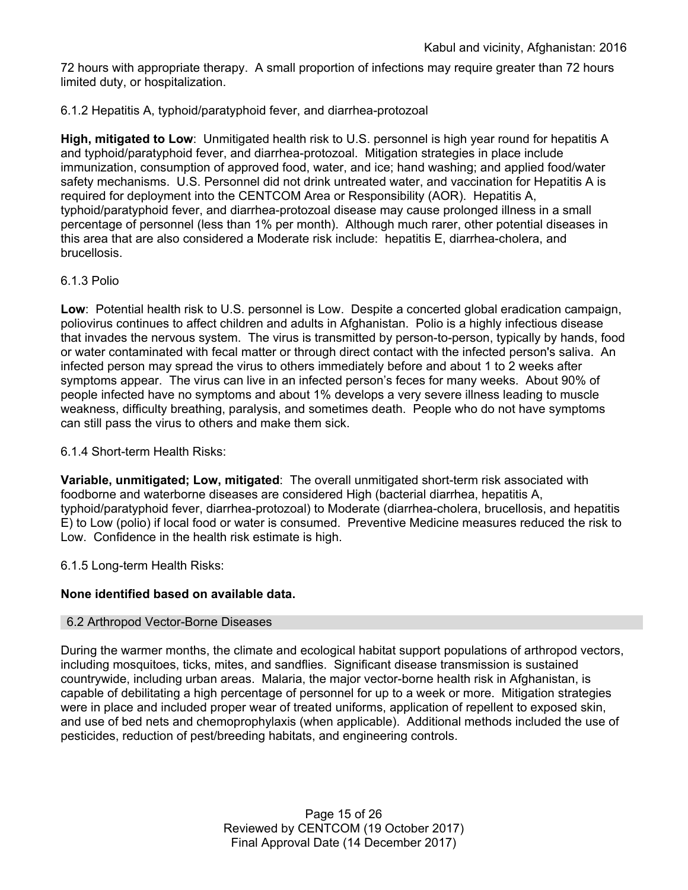72 hours with appropriate therapy. A small proportion of infections may require greater than 72 hours limited duty, or hospitalization.

6.1.2 Hepatitis A, typhoid/paratyphoid fever, and diarrhea-protozoal

**High, mitigated to Low**: Unmitigated health risk to U.S. personnel is high year round for hepatitis A and typhoid/paratyphoid fever, and diarrhea-protozoal. Mitigation strategies in place include immunization, consumption of approved food, water, and ice; hand washing; and applied food/water safety mechanisms. U.S. Personnel did not drink untreated water, and vaccination for Hepatitis A is required for deployment into the CENTCOM Area or Responsibility (AOR). Hepatitis A, typhoid/paratyphoid fever, and diarrhea-protozoal disease may cause prolonged illness in a small percentage of personnel (less than 1% per month). Although much rarer, other potential diseases in this area that are also considered a Moderate risk include: hepatitis E, diarrhea-cholera, and brucellosis.

6.1.3 Polio

**Low**: Potential health risk to U.S. personnel is Low. Despite a concerted global eradication campaign, poliovirus continues to affect children and adults in Afghanistan. Polio is a highly infectious disease that invades the nervous system. The virus is transmitted by person-to-person, typically by hands, food or water contaminated with fecal matter or through direct contact with the infected person's saliva. An infected person may spread the virus to others immediately before and about 1 to 2 weeks after symptoms appear. The virus can live in an infected person's feces for many weeks. About 90% of people infected have no symptoms and about 1% develops a very severe illness leading to muscle weakness, difficulty breathing, paralysis, and sometimes death. People who do not have symptoms can still pass the virus to others and make them sick.

6.1.4 Short-term Health Risks:

**Variable, unmitigated; Low, mitigated**: The overall unmitigated short-term risk associated with foodborne and waterborne diseases are considered High (bacterial diarrhea, hepatitis A, typhoid/paratyphoid fever, diarrhea-protozoal) to Moderate (diarrhea-cholera, brucellosis, and hepatitis E) to Low (polio) if local food or water is consumed. Preventive Medicine measures reduced the risk to Low. Confidence in the health risk estimate is high.

6.1.5 Long-term Health Risks:

**None identified based on available data.**

## 6.2 Arthropod Vector-Borne Diseases

During the warmer months, the climate and ecological habitat support populations of arthropod vectors, including mosquitoes, ticks, mites, and sandflies. Significant disease transmission is sustained countrywide, including urban areas. Malaria, the major vector-borne health risk in Afghanistan, is capable of debilitating a high percentage of personnel for up to a week or more. Mitigation strategies were in place and included proper wear of treated uniforms, application of repellent to exposed skin, and use of bed nets and chemoprophylaxis (when applicable). Additional methods included the use of pesticides, reduction of pest/breeding habitats, and engineering controls.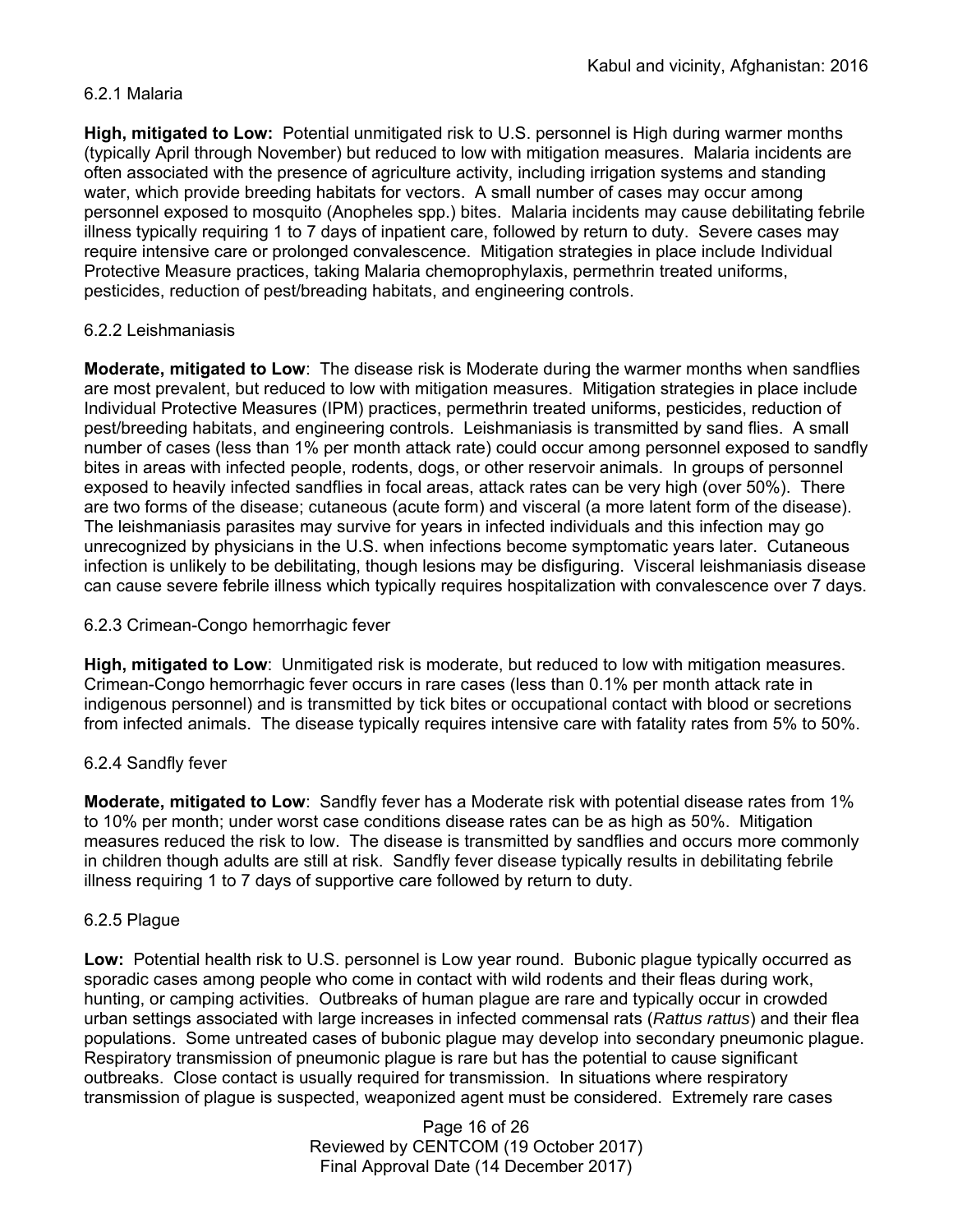### 6.2.1 Malaria

**High, mitigated to Low:** Potential unmitigated risk to U.S. personnel is High during warmer months (typically April through November) but reduced to low with mitigation measures. Malaria incidents are often associated with the presence of agriculture activity, including irrigation systems and standing water, which provide breeding habitats for vectors. A small number of cases may occur among personnel exposed to mosquito (Anopheles spp.) bites. Malaria incidents may cause debilitating febrile illness typically requiring 1 to 7 days of inpatient care, followed by return to duty. Severe cases may require intensive care or prolonged convalescence. Mitigation strategies in place include Individual Protective Measure practices, taking Malaria chemoprophylaxis, permethrin treated uniforms, pesticides, reduction of pest/breading habitats, and engineering controls.

### 6.2.2 Leishmaniasis

**Moderate, mitigated to Low**: The disease risk is Moderate during the warmer months when sandflies are most prevalent, but reduced to low with mitigation measures. Mitigation strategies in place include Individual Protective Measures (IPM) practices, permethrin treated uniforms, pesticides, reduction of pest/breeding habitats, and engineering controls. Leishmaniasis is transmitted by sand flies. A small number of cases (less than 1% per month attack rate) could occur among personnel exposed to sandfly bites in areas with infected people, rodents, dogs, or other reservoir animals. In groups of personnel exposed to heavily infected sandflies in focal areas, attack rates can be very high (over 50%). There are two forms of the disease; cutaneous (acute form) and visceral (a more latent form of the disease). The leishmaniasis parasites may survive for years in infected individuals and this infection may go unrecognized by physicians in the U.S. when infections become symptomatic years later. Cutaneous infection is unlikely to be debilitating, though lesions may be disfiguring. Visceral leishmaniasis disease can cause severe febrile illness which typically requires hospitalization with convalescence over 7 days.

### 6.2.3 Crimean-Congo hemorrhagic fever

**High, mitigated to Low**: Unmitigated risk is moderate, but reduced to low with mitigation measures. Crimean-Congo hemorrhagic fever occurs in rare cases (less than 0.1% per month attack rate in indigenous personnel) and is transmitted by tick bites or occupational contact with blood or secretions from infected animals. The disease typically requires intensive care with fatality rates from 5% to 50%.

### 6.2.4 Sandfly fever

**Moderate, mitigated to Low**: Sandfly fever has a Moderate risk with potential disease rates from 1% to 10% per month; under worst case conditions disease rates can be as high as 50%. Mitigation measures reduced the risk to low. The disease is transmitted by sandflies and occurs more commonly in children though adults are still at risk. Sandfly fever disease typically results in debilitating febrile illness requiring 1 to 7 days of supportive care followed by return to duty.

### 6.2.5 Plague

**Low:** Potential health risk to U.S. personnel is Low year round. Bubonic plague typically occurred as sporadic cases among people who come in contact with wild rodents and their fleas during work, hunting, or camping activities. Outbreaks of human plague are rare and typically occur in crowded urban settings associated with large increases in infected commensal rats (*Rattus rattus*) and their flea populations. Some untreated cases of bubonic plague may develop into secondary pneumonic plague. Respiratory transmission of pneumonic plague is rare but has the potential to cause significant outbreaks. Close contact is usually required for transmission. In situations where respiratory transmission of plague is suspected, weaponized agent must be considered. Extremely rare cases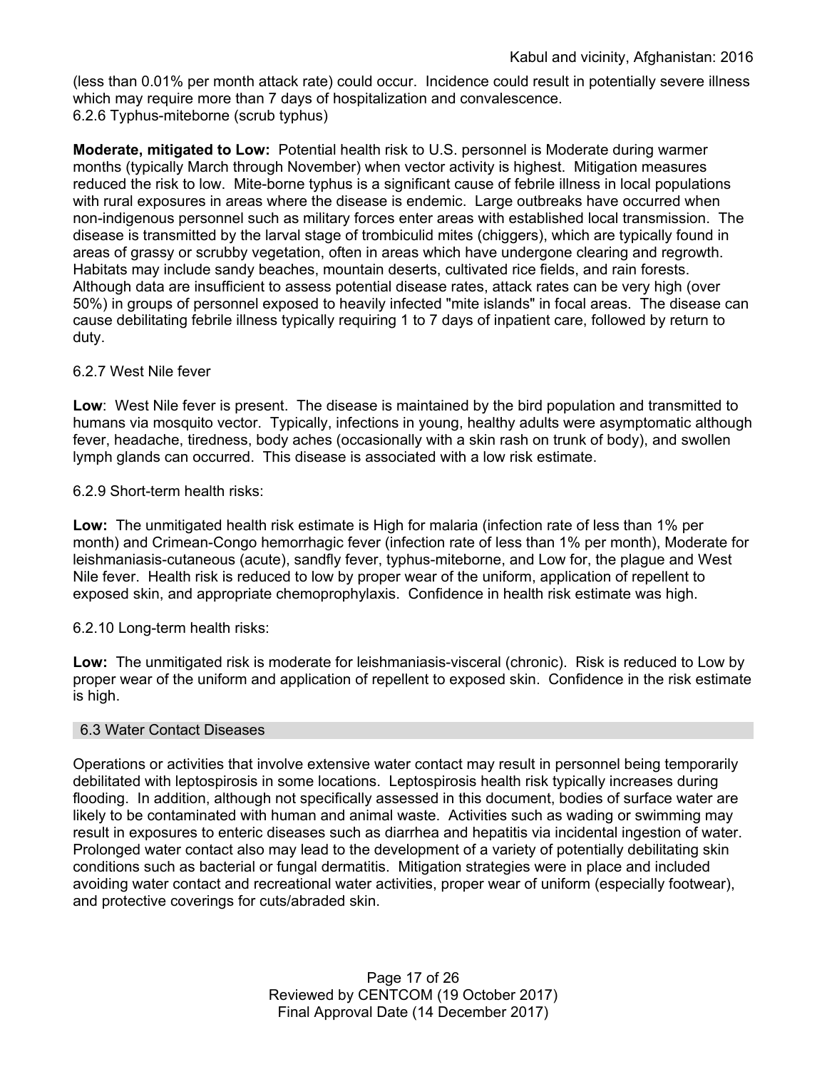(less than 0.01% per month attack rate) could occur. Incidence could result in potentially severe illness which may require more than 7 days of hospitalization and convalescence.

6.2.6 Typhus-miteborne (scrub typhus)

**Moderate, mitigated to Low:** Potential health risk to U.S. personnel is Moderate during warmer months (typically March through November) when vector activity is highest. Mitigation measures reduced the risk to low. Mite-borne typhus is a significant cause of febrile illness in local populations with rural exposures in areas where the disease is endemic. Large outbreaks have occurred when non-indigenous personnel such as military forces enter areas with established local transmission. The disease is transmitted by the larval stage of trombiculid mites (chiggers), which are typically found in areas of grassy or scrubby vegetation, often in areas which have undergone clearing and regrowth. Habitats may include sandy beaches, mountain deserts, cultivated rice fields, and rain forests. Although data are insufficient to assess potential disease rates, attack rates can be very high (over 50%) in groups of personnel exposed to heavily infected "mite islands" in focal areas. The disease can cause debilitating febrile illness typically requiring 1 to 7 days of inpatient care, followed by return to duty.

6.2.7 West Nile fever

**Low**: West Nile fever is present. The disease is maintained by the bird population and transmitted to humans via mosquito vector. Typically, infections in young, healthy adults were asymptomatic although fever, headache, tiredness, body aches (occasionally with a skin rash on trunk of body), and swollen lymph glands can occurred. This disease is associated with a low risk estimate.

6.2.9 Short-term health risks:

**Low:** The unmitigated health risk estimate is High for malaria (infection rate of less than 1% per month) and Crimean-Congo hemorrhagic fever (infection rate of less than 1% per month), Moderate for leishmaniasis-cutaneous (acute), sandfly fever, typhus-miteborne, and Low for, the plague and West Nile fever. Health risk is reduced to low by proper wear of the uniform, application of repellent to exposed skin, and appropriate chemoprophylaxis. Confidence in health risk estimate was high.

6.2.10 Long-term health risks:

**Low:** The unmitigated risk is moderate for leishmaniasis-visceral (chronic). Risk is reduced to Low by proper wear of the uniform and application of repellent to exposed skin. Confidence in the risk estimate is high.

## 6.3 Water Contact Diseases

Operations or activities that involve extensive water contact may result in personnel being temporarily debilitated with leptospirosis in some locations. Leptospirosis health risk typically increases during flooding. In addition, although not specifically assessed in this document, bodies of surface water are likely to be contaminated with human and animal waste. Activities such as wading or swimming may result in exposures to enteric diseases such as diarrhea and hepatitis via incidental ingestion of water. Prolonged water contact also may lead to the development of a variety of potentially debilitating skin conditions such as bacterial or fungal dermatitis. Mitigation strategies were in place and included avoiding water contact and recreational water activities, proper wear of uniform (especially footwear), and protective coverings for cuts/abraded skin.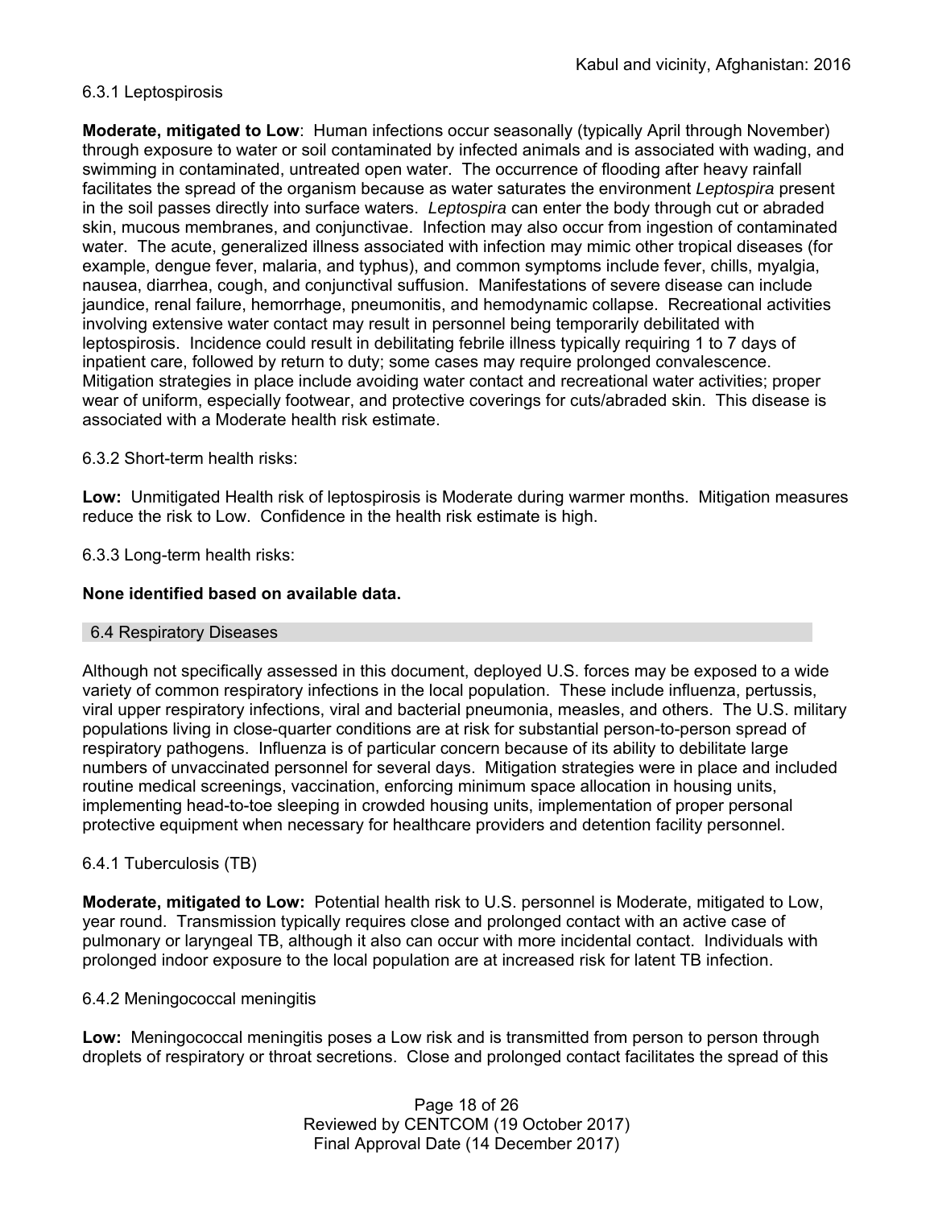6.3.1 Leptospirosis

**Moderate, mitigated to Low**: Human infections occur seasonally (typically April through November) through exposure to water or soil contaminated by infected animals and is associated with wading, and swimming in contaminated, untreated open water. The occurrence of flooding after heavy rainfall facilitates the spread of the organism because as water saturates the environment *Leptospira* present in the soil passes directly into surface waters. *Leptospira* can enter the body through cut or abraded skin, mucous membranes, and conjunctivae. Infection may also occur from ingestion of contaminated water. The acute, generalized illness associated with infection may mimic other tropical diseases (for example, dengue fever, malaria, and typhus), and common symptoms include fever, chills, myalgia, nausea, diarrhea, cough, and conjunctival suffusion. Manifestations of severe disease can include jaundice, renal failure, hemorrhage, pneumonitis, and hemodynamic collapse. Recreational activities involving extensive water contact may result in personnel being temporarily debilitated with leptospirosis. Incidence could result in debilitating febrile illness typically requiring 1 to 7 days of inpatient care, followed by return to duty; some cases may require prolonged convalescence. Mitigation strategies in place include avoiding water contact and recreational water activities; proper wear of uniform, especially footwear, and protective coverings for cuts/abraded skin. This disease is associated with a Moderate health risk estimate.

6.3.2 Short-term health risks:

**Low:** Unmitigated Health risk of leptospirosis is Moderate during warmer months. Mitigation measures reduce the risk to Low. Confidence in the health risk estimate is high.

6.3.3 Long-term health risks:

**None identified based on available data.**

## 6.4 Respiratory Diseases

Although not specifically assessed in this document, deployed U.S. forces may be exposed to a wide variety of common respiratory infections in the local population. These include influenza, pertussis, viral upper respiratory infections, viral and bacterial pneumonia, measles, and others. The U.S. military populations living in close-quarter conditions are at risk for substantial person-to-person spread of respiratory pathogens. Influenza is of particular concern because of its ability to debilitate large numbers of unvaccinated personnel for several days. Mitigation strategies were in place and included routine medical screenings, vaccination, enforcing minimum space allocation in housing units, implementing head-to-toe sleeping in crowded housing units, implementation of proper personal protective equipment when necessary for healthcare providers and detention facility personnel.

6.4.1 Tuberculosis (TB)

**Moderate, mitigated to Low:** Potential health risk to U.S. personnel is Moderate, mitigated to Low, year round. Transmission typically requires close and prolonged contact with an active case of pulmonary or laryngeal TB, although it also can occur with more incidental contact. Individuals with prolonged indoor exposure to the local population are at increased risk for latent TB infection.

6.4.2 Meningococcal meningitis

**Low:** Meningococcal meningitis poses a Low risk and is transmitted from person to person through droplets of respiratory or throat secretions. Close and prolonged contact facilitates the spread of this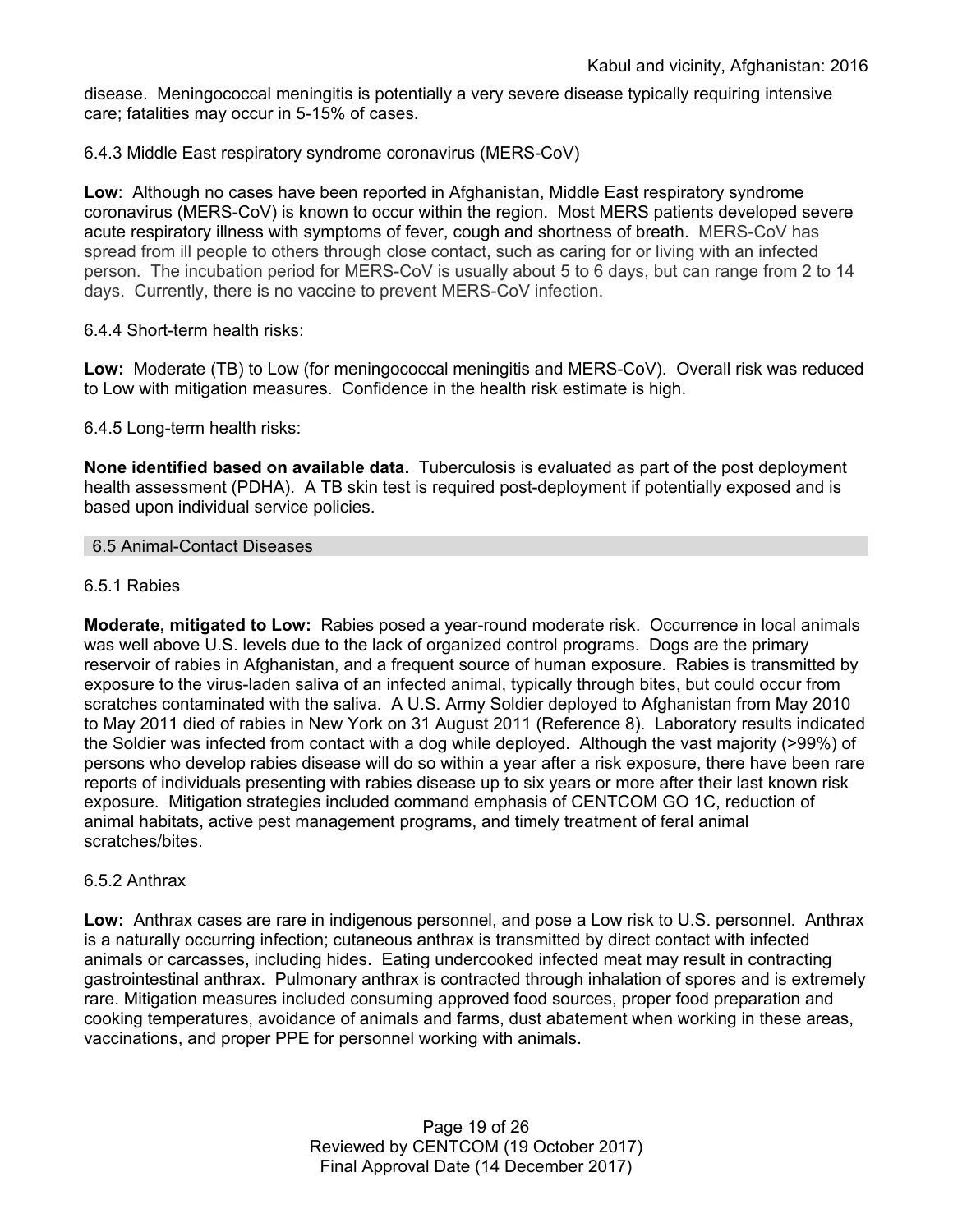disease. Meningococcal meningitis is potentially a very severe disease typically requiring intensive care; fatalities may occur in 5-15% of cases.

#### 6.4.3 Middle East respiratory syndrome coronavirus (MERS-CoV)

**Low**: Although no cases have been reported in Afghanistan, Middle East respiratory syndrome coronavirus (MERS-CoV) is known to occur within the region. Most MERS patients developed severe acute respiratory illness with symptoms of fever, cough and shortness of breath. MERS-CoV has spread from ill people to others through close contact, such as caring for or living with an infected person. The incubation period for MERS-CoV is usually about 5 to 6 days, but can range from 2 to 14 days. Currently, there is no vaccine to prevent MERS-CoV infection.

#### 6.4.4 Short-term health risks:

**Low:** Moderate (TB) to Low (for meningococcal meningitis and MERS-CoV). Overall risk was reduced to Low with mitigation measures. Confidence in the health risk estimate is high.

#### 6.4.5 Long-term health risks:

**None identified based on available data.** Tuberculosis is evaluated as part of the post deployment health assessment (PDHA). A TB skin test is required post-deployment if potentially exposed and is based upon individual service policies.

### 6.5 Animal-Contact Diseases

#### 6.5.1 Rabies

**Moderate, mitigated to Low:** Rabies posed a year-round moderate risk. Occurrence in local animals was well above U.S. levels due to the lack of organized control programs. Dogs are the primary reservoir of rabies in Afghanistan, and a frequent source of human exposure. Rabies is transmitted by exposure to the virus-laden saliva of an infected animal, typically through bites, but could occur from scratches contaminated with the saliva. A U.S. Army Soldier deployed to Afghanistan from May 2010 to May 2011 died of rabies in New York on 31 August 2011 (Reference 8). Laboratory results indicated the Soldier was infected from contact with a dog while deployed. Although the vast majority (>99%) of persons who develop rabies disease will do so within a year after a risk exposure, there have been rare reports of individuals presenting with rabies disease up to six years or more after their last known risk exposure. Mitigation strategies included command emphasis of CENTCOM GO 1C, reduction of animal habitats, active pest management programs, and timely treatment of feral animal scratches/bites.

#### 6.5.2 Anthrax

**Low:** Anthrax cases are rare in indigenous personnel, and pose a Low risk to U.S. personnel. Anthrax is a naturally occurring infection; cutaneous anthrax is transmitted by direct contact with infected animals or carcasses, including hides. Eating undercooked infected meat may result in contracting gastrointestinal anthrax. Pulmonary anthrax is contracted through inhalation of spores and is extremely rare. Mitigation measures included consuming approved food sources, proper food preparation and cooking temperatures, avoidance of animals and farms, dust abatement when working in these areas, vaccinations, and proper PPE for personnel working with animals.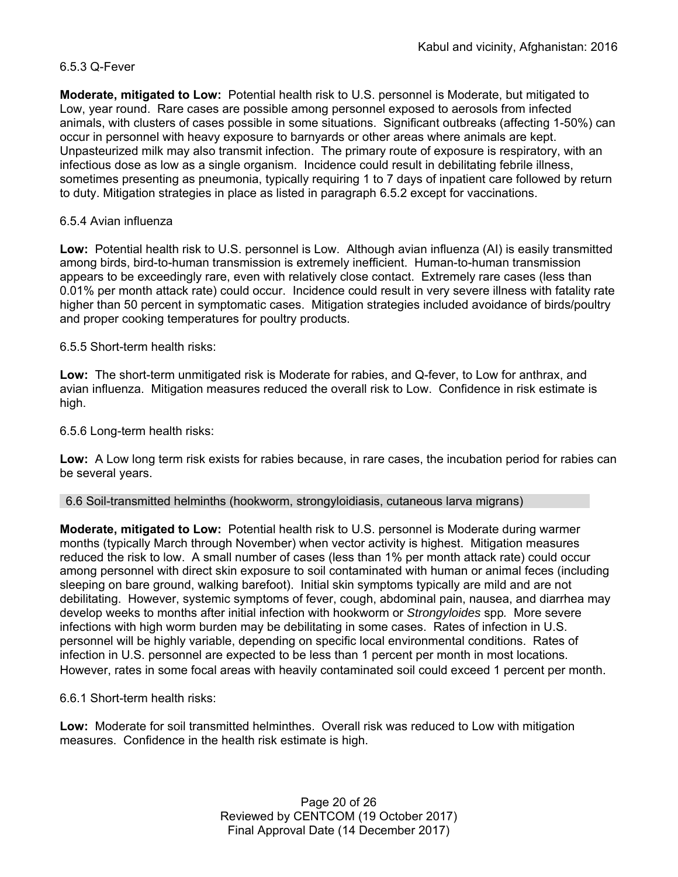6.5.3 Q-Fever

**Moderate, mitigated to Low:** Potential health risk to U.S. personnel is Moderate, but mitigated to Low, year round. Rare cases are possible among personnel exposed to aerosols from infected animals, with clusters of cases possible in some situations. Significant outbreaks (affecting 1-50%) can occur in personnel with heavy exposure to barnyards or other areas where animals are kept. Unpasteurized milk may also transmit infection. The primary route of exposure is respiratory, with an infectious dose as low as a single organism. Incidence could result in debilitating febrile illness, sometimes presenting as pneumonia, typically requiring 1 to 7 days of inpatient care followed by return to duty. Mitigation strategies in place as listed in paragraph 6.5.2 except for vaccinations.

6.5.4 Avian influenza

**Low:** Potential health risk to U.S. personnel is Low. Although avian influenza (AI) is easily transmitted among birds, bird-to-human transmission is extremely inefficient. Human-to-human transmission appears to be exceedingly rare, even with relatively close contact. Extremely rare cases (less than 0.01% per month attack rate) could occur. Incidence could result in very severe illness with fatality rate higher than 50 percent in symptomatic cases. Mitigation strategies included avoidance of birds/poultry and proper cooking temperatures for poultry products.

6.5.5 Short-term health risks:

**Low:** The short-term unmitigated risk is Moderate for rabies, and Q-fever, to Low for anthrax, and avian influenza. Mitigation measures reduced the overall risk to Low. Confidence in risk estimate is high.

6.5.6 Long-term health risks:

**Low:** A Low long term risk exists for rabies because, in rare cases, the incubation period for rabies can be several years.

## 6.6 Soil-transmitted helminths (hookworm, strongyloidiasis, cutaneous larva migrans)

**Moderate, mitigated to Low:** Potential health risk to U.S. personnel is Moderate during warmer months (typically March through November) when vector activity is highest. Mitigation measures reduced the risk to low. A small number of cases (less than 1% per month attack rate) could occur among personnel with direct skin exposure to soil contaminated with human or animal feces (including sleeping on bare ground, walking barefoot). Initial skin symptoms typically are mild and are not debilitating. However, systemic symptoms of fever, cough, abdominal pain, nausea, and diarrhea may develop weeks to months after initial infection with hookworm or *Strongyloides* spp. More severe infections with high worm burden may be debilitating in some cases. Rates of infection in U.S. personnel will be highly variable, depending on specific local environmental conditions. Rates of infection in U.S. personnel are expected to be less than 1 percent per month in most locations. However, rates in some focal areas with heavily contaminated soil could exceed 1 percent per month.

6.6.1 Short-term health risks:

**Low:** Moderate for soil transmitted helminthes. Overall risk was reduced to Low with mitigation measures. Confidence in the health risk estimate is high.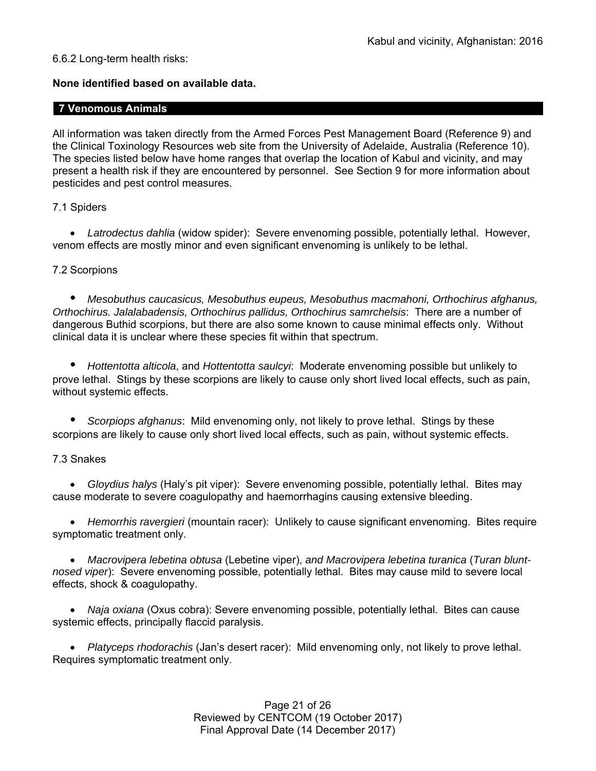6.6.2 Long-term health risks:

**None identified based on available data.**

## 7 Venomous Animals

All information was taken directly from the Armed Forces Pest Management Board (Reference 9) and the Clinical Toxinology Resources web site from the University of Adelaide, Australia (Reference 10). The species listed below have home ranges that overlap the location of Kabul and vicinity, and may present a health risk if they are encountered by personnel. See Section 9 for more information about pesticides and pest control measures.

### 7.1 Spiders

- *Latrodectus dahlia* (widow spider): Severe envenoming possible, potentially lethal. However, venom effects are mostly minor and even significant envenoming is unlikely to be lethal.

### 7.2 Scorpions

- *Mesobuthus caucasicus, Mesobuthus eupeus, Mesobuthus macmahoni, Orthochirus afghanus, Orthochirus. Jalalabadensis, Orthochirus pallidus, Orthochirus samrchelsis*: There are a number of dangerous Buthid scorpions, but there are also some known to cause minimal effects only. Without clinical data it is unclear where these species fit within that spectrum.

- *Hottentotta alticola*, and *Hottentotta saulcyi*: Moderate envenoming possible but unlikely to prove lethal. Stings by these scorpions are likely to cause only short lived local effects, such as pain, without systemic effects.

- *Scorpiops afghanus*: Mild envenoming only, not likely to prove lethal. Stings by these scorpions are likely to cause only short lived local effects, such as pain, without systemic effects.

### 7.3 Snakes

- *Gloydius halys* (Haly's pit viper): Severe envenoming possible, potentially lethal. Bites may cause moderate to severe coagulopathy and haemorrhagins causing extensive bleeding.

- *Hemorrhis ravergieri* (mountain racer): Unlikely to cause significant envenoming. Bites require symptomatic treatment only.

- *Macrovipera lebetina obtusa* (Lebetine viper), *and Macrovipera lebetina turanica* (*Turan blunt-nosed viper*): Severe envenoming possible, potentially lethal. Bites may cause mild to severe local effects, shock & coagulopathy.

- *Naja oxiana* (Oxus cobra): Severe envenoming possible, potentially lethal. Bites can cause systemic effects, principally flaccid paralysis.

- *Platyceps rhodorachis* (Jan's desert racer): Mild envenoming only, not likely to prove lethal. Requires symptomatic treatment only.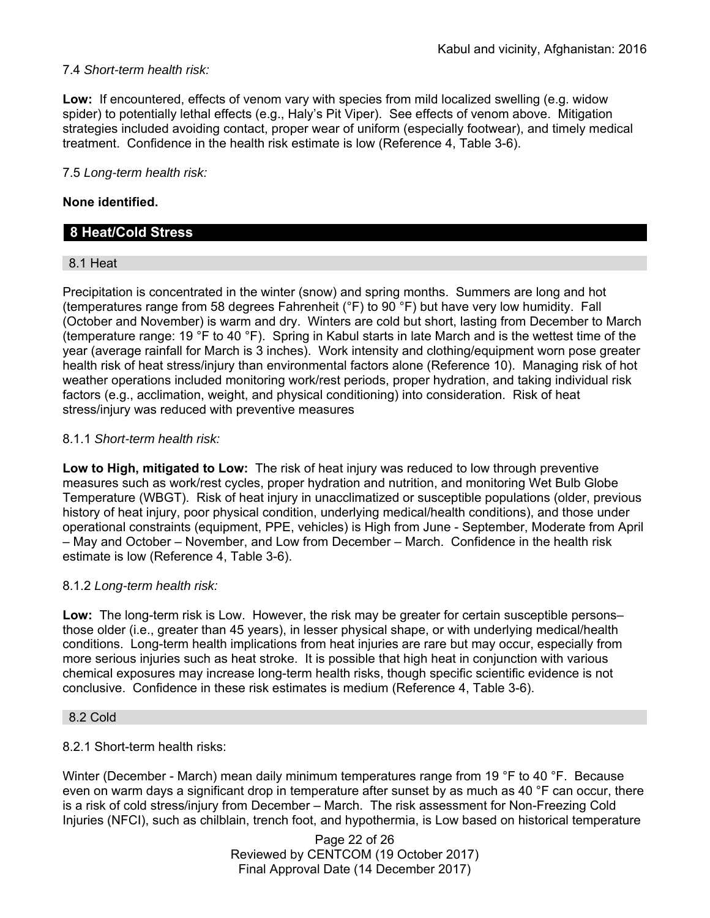7.4 *Short-term health risk:*

**Low:** If encountered, effects of venom vary with species from mild localized swelling (e.g. widow spider) to potentially lethal effects (e.g., Haly's Pit Viper). See effects of venom above. Mitigation strategies included avoiding contact, proper wear of uniform (especially footwear), and timely medical treatment. Confidence in the health risk estimate is low (Reference 4, Table 3-6).

7.5 *Long-term health risk:*

**None identified.**

## 8 Heat/Cold Stress

### 8.1 Heat

Precipitation is concentrated in the winter (snow) and spring months. Summers are long and hot (temperatures range from 58 degrees Fahrenheit (°F) to 90 °F) but have very low humidity. Fall (October and November) is warm and dry. Winters are cold but short, lasting from December to March (temperature range: 19 °F to 40 °F). Spring in Kabul starts in late March and is the wettest time of the year (average rainfall for March is 3 inches). Work intensity and clothing/equipment worn pose greater health risk of heat stress/injury than environmental factors alone (Reference 10). Managing risk of hot weather operations included monitoring work/rest periods, proper hydration, and taking individual risk factors (e.g., acclimation, weight, and physical conditioning) into consideration. Risk of heat stress/injury was reduced with preventive measures

8.1.1 *Short-term health risk:*

**Low to High, mitigated to Low:** The risk of heat injury was reduced to low through preventive measures such as work/rest cycles, proper hydration and nutrition, and monitoring Wet Bulb Globe Temperature (WBGT). Risk of heat injury in unacclimatized or susceptible populations (older, previous history of heat injury, poor physical condition, underlying medical/health conditions), and those under operational constraints (equipment, PPE, vehicles) is High from June - September, Moderate from April – May and October – November, and Low from December – March. Confidence in the health risk estimate is low (Reference 4, Table 3-6).

8.1.2 *Long-term health risk:*

**Low:** The long-term risk is Low. However, the risk may be greater for certain susceptible persons– those older (i.e., greater than 45 years), in lesser physical shape, or with underlying medical/health conditions. Long-term health implications from heat injuries are rare but may occur, especially from more serious injuries such as heat stroke. It is possible that high heat in conjunction with various chemical exposures may increase long-term health risks, though specific scientific evidence is not conclusive. Confidence in these risk estimates is medium (Reference 4, Table 3-6).

### 8.2 Cold

8.2.1 Short-term health risks:

Winter (December - March) mean daily minimum temperatures range from 19 °F to 40 °F. Because even on warm days a significant drop in temperature after sunset by as much as 40 °F can occur, there is a risk of cold stress/injury from December – March. The risk assessment for Non-Freezing Cold Injuries (NFCI), such as chilblain, trench foot, and hypothermia, is Low based on historical temperature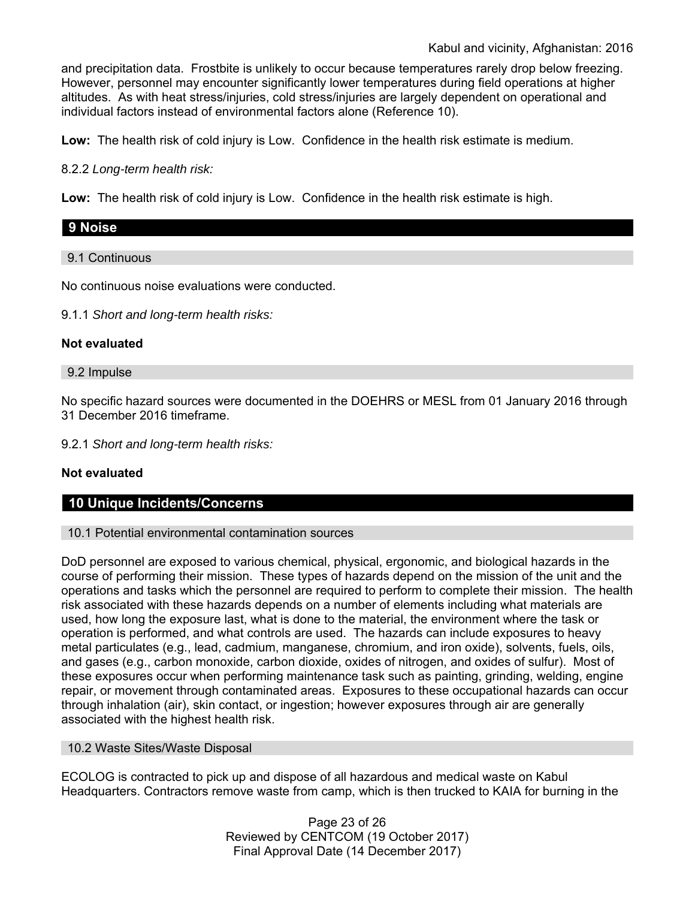and precipitation data. Frostbite is unlikely to occur because temperatures rarely drop below freezing. However, personnel may encounter significantly lower temperatures during field operations at higher altitudes. As with heat stress/injuries, cold stress/injuries are largely dependent on operational and individual factors instead of environmental factors alone (Reference 10).

**Low:** The health risk of cold injury is Low. Confidence in the health risk estimate is medium.

8.2.2 *Long-term health risk:*

**Low:** The health risk of cold injury is Low. Confidence in the health risk estimate is high.

## 9 Noise

### 9.1 Continuous

No continuous noise evaluations were conducted.

9.1.1 *Short and long-term health risks:*

**Not evaluated**

### 9.2 Impulse

No specific hazard sources were documented in the DOEHRS or MESL from 01 January 2016 through 31 December 2016 timeframe.

9.2.1 *Short and long-term health risks:*

**Not evaluated**

## 10 Unique Incidents/Concerns

### 10.1 Potential environmental contamination sources

DoD personnel are exposed to various chemical, physical, ergonomic, and biological hazards in the course of performing their mission. These types of hazards depend on the mission of the unit and the operations and tasks which the personnel are required to perform to complete their mission. The health risk associated with these hazards depends on a number of elements including what materials are used, how long the exposure last, what is done to the material, the environment where the task or operation is performed, and what controls are used. The hazards can include exposures to heavy metal particulates (e.g., lead, cadmium, manganese, chromium, and iron oxide), solvents, fuels, oils, and gases (e.g., carbon monoxide, carbon dioxide, oxides of nitrogen, and oxides of sulfur). Most of these exposures occur when performing maintenance task such as painting, grinding, welding, engine repair, or movement through contaminated areas. Exposures to these occupational hazards can occur through inhalation (air), skin contact, or ingestion; however exposures through air are generally associated with the highest health risk.

### 10.2 Waste Sites/Waste Disposal

ECOLOG is contracted to pick up and dispose of all hazardous and medical waste on Kabul Headquarters. Contractors remove waste from camp, which is then trucked to KAIA for burning in the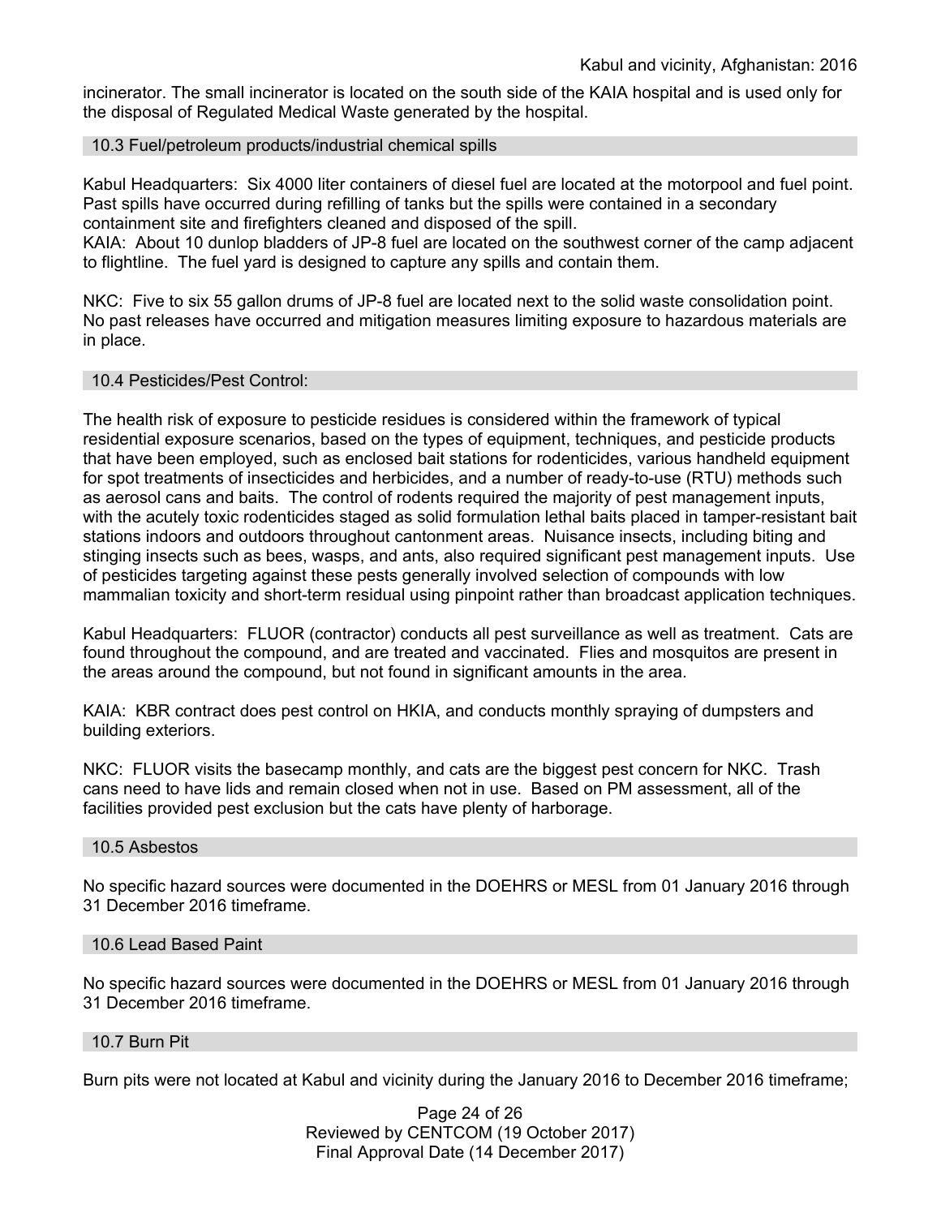incinerator. The small incinerator is located on the south side of the KAIA hospital and is used only for the disposal of Regulated Medical Waste generated by the hospital.

### 10.3 Fuel/petroleum products/industrial chemical spills

Kabul Headquarters: Six 4000 liter containers of diesel fuel are located at the motorpool and fuel point. Past spills have occurred during refilling of tanks but the spills were contained in a secondary containment site and firefighters cleaned and disposed of the spill.
KAIA: About 10 dunlop bladders of JP-8 fuel are located on the southwest corner of the camp adjacent to flightline. The fuel yard is designed to capture any spills and contain them.

NKC: Five to six 55 gallon drums of JP-8 fuel are located next to the solid waste consolidation point. No past releases have occurred and mitigation measures limiting exposure to hazardous materials are in place.

### 10.4 Pesticides/Pest Control:

The health risk of exposure to pesticide residues is considered within the framework of typical residential exposure scenarios, based on the types of equipment, techniques, and pesticide products that have been employed, such as enclosed bait stations for rodenticides, various handheld equipment for spot treatments of insecticides and herbicides, and a number of ready-to-use (RTU) methods such as aerosol cans and baits. The control of rodents required the majority of pest management inputs, with the acutely toxic rodenticides staged as solid formulation lethal baits placed in tamper-resistant bait stations indoors and outdoors throughout cantonment areas. Nuisance insects, including biting and stinging insects such as bees, wasps, and ants, also required significant pest management inputs. Use of pesticides targeting against these pests generally involved selection of compounds with low mammalian toxicity and short-term residual using pinpoint rather than broadcast application techniques.

Kabul Headquarters: FLUOR (contractor) conducts all pest surveillance as well as treatment. Cats are found throughout the compound, and are treated and vaccinated. Flies and mosquitos are present in the areas around the compound, but not found in significant amounts in the area.

KAIA: KBR contract does pest control on HKIA, and conducts monthly spraying of dumpsters and building exteriors.

NKC: FLUOR visits the basecamp monthly, and cats are the biggest pest concern for NKC. Trash cans need to have lids and remain closed when not in use. Based on PM assessment, all of the facilities provided pest exclusion but the cats have plenty of harborage.

### 10.5 Asbestos

No specific hazard sources were documented in the DOEHRS or MESL from 01 January 2016 through 31 December 2016 timeframe.

### 10.6 Lead Based Paint

No specific hazard sources were documented in the DOEHRS or MESL from 01 January 2016 through 31 December 2016 timeframe.

### 10.7 Burn Pit

Burn pits were not located at Kabul and vicinity during the January 2016 to December 2016 timeframe;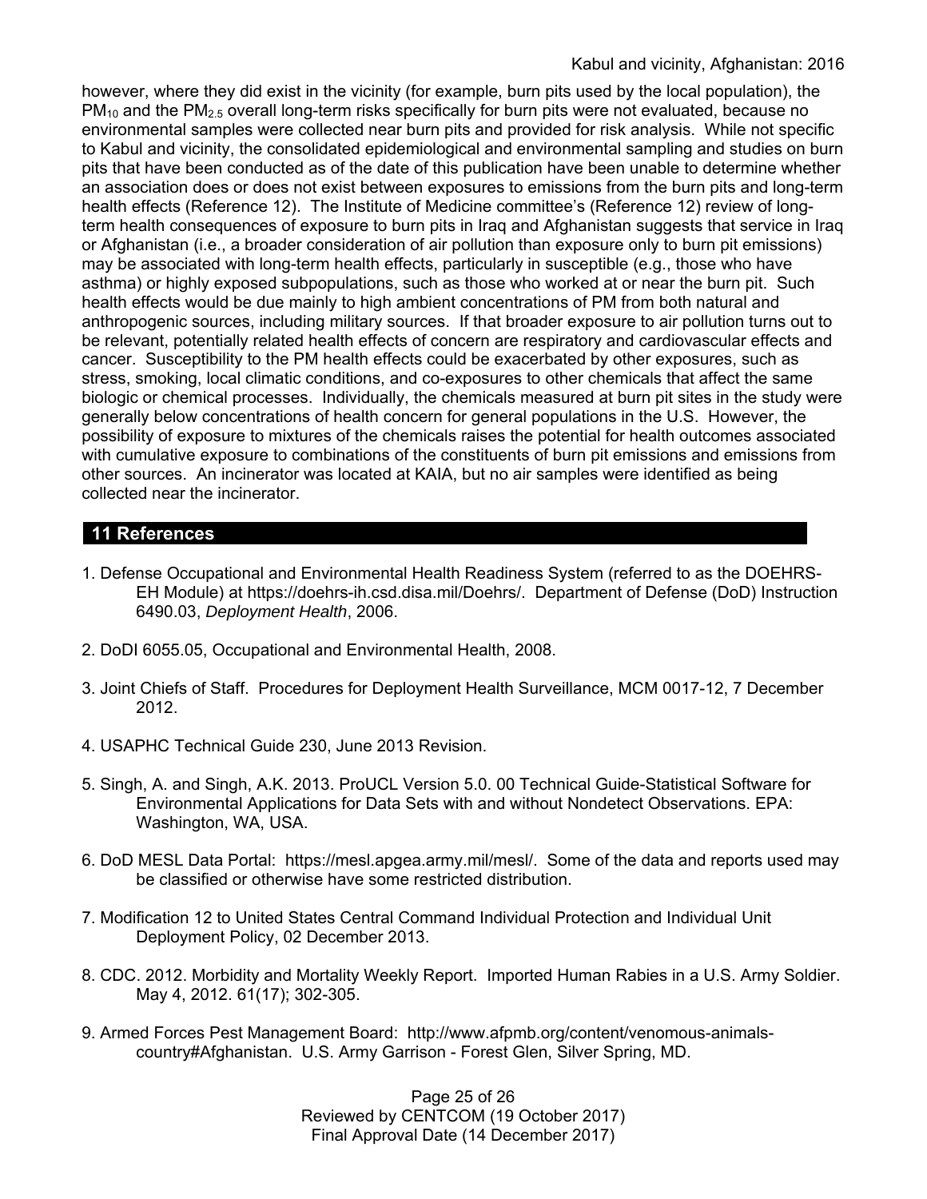however, where they did exist in the vicinity (for example, burn pits used by the local population), the $PM_{10}$ and the $PM_{2.5}$ overall long-term risks specifically for burn pits were not evaluated, because no environmental samples were collected near burn pits and provided for risk analysis. While not specific to Kabul and vicinity, the consolidated epidemiological and environmental sampling and studies on burn pits that have been conducted as of the date of this publication have been unable to determine whether an association does or does not exist between exposures to emissions from the burn pits and long-term health effects (Reference 12). The Institute of Medicine committee's (Reference 12) review of long-term health consequences of exposure to burn pits in Iraq and Afghanistan suggests that service in Iraq or Afghanistan (i.e., a broader consideration of air pollution than exposure only to burn pit emissions) may be associated with long-term health effects, particularly in susceptible (e.g., those who have asthma) or highly exposed subpopulations, such as those who worked at or near the burn pit. Such health effects would be due mainly to high ambient concentrations of PM from both natural and anthropogenic sources, including military sources. If that broader exposure to air pollution turns out to be relevant, potentially related health effects of concern are respiratory and cardiovascular effects and cancer. Susceptibility to the PM health effects could be exacerbated by other exposures, such as stress, smoking, local climatic conditions, and co-exposures to other chemicals that affect the same biologic or chemical processes. Individually, the chemicals measured at burn pit sites in the study were generally below concentrations of health concern for general populations in the U.S. However, the possibility of exposure to mixtures of the chemicals raises the potential for health outcomes associated with cumulative exposure to combinations of the constituents of burn pit emissions and emissions from other sources. An incinerator was located at KAIA, but no air samples were identified as being collected near the incinerator.

## 11 References

1. Defense Occupational and Environmental Health Readiness System (referred to as the DOEHRS-EH Module) at https://doehrs-ih.csd.disa.mil/Doehrs/. Department of Defense (DoD) Instruction 6490.03, *Deployment Health*, 2006.

2. DoDI 6055.05, Occupational and Environmental Health, 2008.

3. Joint Chiefs of Staff. Procedures for Deployment Health Surveillance, MCM 0017-12, 7 December 2012.

4. USAPHC Technical Guide 230, June 2013 Revision.

5. Singh, A. and Singh, A.K. 2013. ProUCL Version 5.0. 00 Technical Guide-Statistical Software for Environmental Applications for Data Sets with and without Nondetect Observations. EPA: Washington, WA, USA.

6. DoD MESL Data Portal: https://mesl.apgea.army.mil/mesl/. Some of the data and reports used may be classified or otherwise have some restricted distribution.

7. Modification 12 to United States Central Command Individual Protection and Individual Unit Deployment Policy, 02 December 2013.

8. CDC. 2012. Morbidity and Mortality Weekly Report. Imported Human Rabies in a U.S. Army Soldier. May 4, 2012. 61(17); 302-305.

9. Armed Forces Pest Management Board: http://www.afpmb.org/content/venomous-animals-country#Afghanistan. U.S. Army Garrison - Forest Glen, Silver Spring, MD.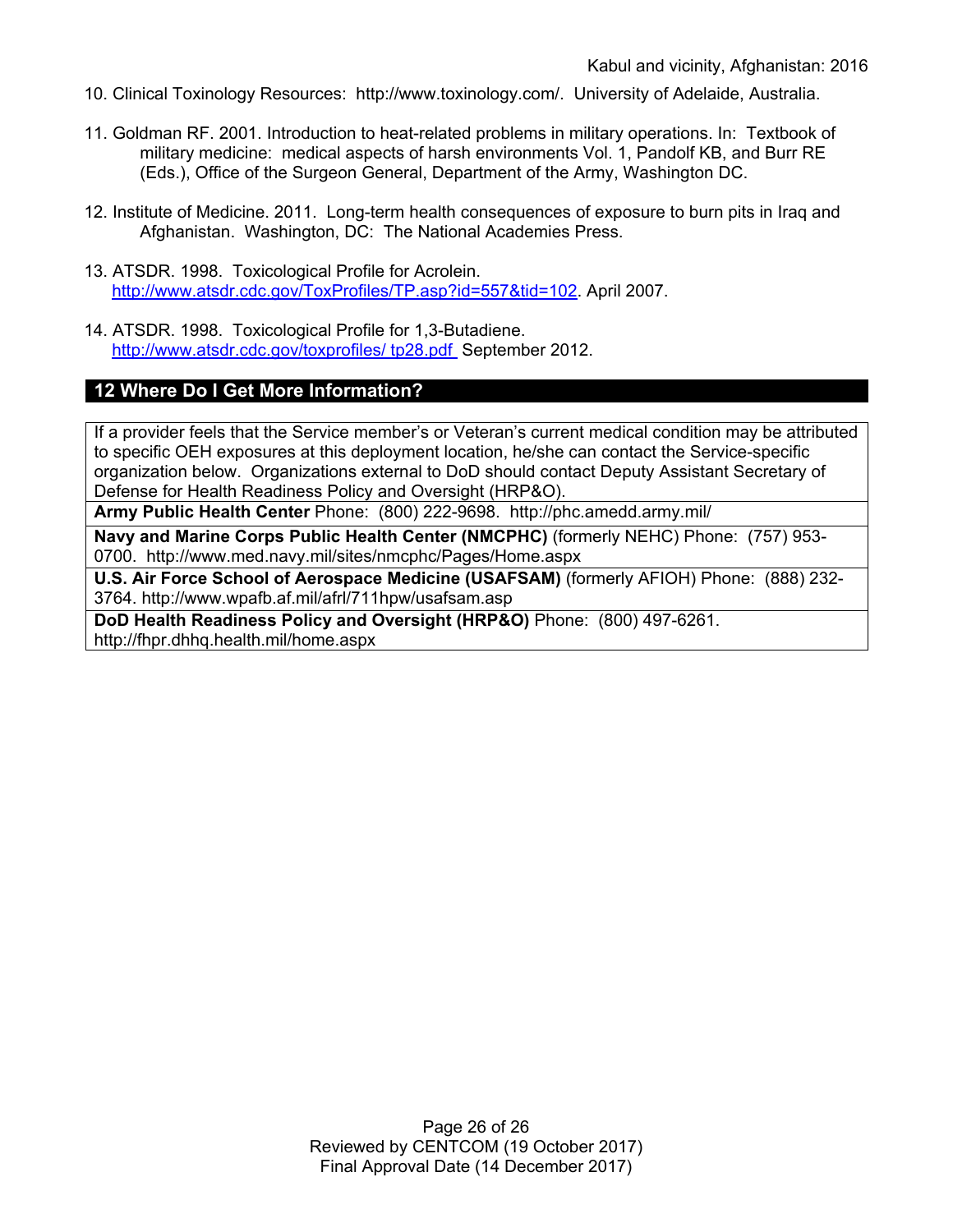10. Clinical Toxinology Resources: http://www.toxinology.com/. University of Adelaide, Australia.

11. Goldman RF. 2001. Introduction to heat-related problems in military operations. In: Textbook of military medicine: medical aspects of harsh environments Vol. 1, Pandolf KB, and Burr RE (Eds.), Office of the Surgeon General, Department of the Army, Washington DC.

12. Institute of Medicine. 2011. Long-term health consequences of exposure to burn pits in Iraq and Afghanistan. Washington, DC: The National Academies Press.

13. ATSDR. 1998. Toxicological Profile for Acrolein. http://www.atsdr.cdc.gov/ToxProfiles/TP.asp?id=557&tid=102. April 2007.

14. ATSDR. 1998. Toxicological Profile for 1,3-Butadiene. http://www.atsdr.cdc.gov/toxprofiles/ tp28.pdf September 2012.

## 12 Where Do I Get More Information?

| |
|---|
| If a provider feels that the Service member's or Veteran's current medical condition may be attributed to specific OEH exposures at this deployment location, he/she can contact the Service-specific organization below. Organizations external to DoD should contact Deputy Assistant Secretary of Defense for Health Readiness Policy and Oversight (HRP&O). |
| **Army Public Health Center** Phone: (800) 222-9698. http://phc.amedd.army.mil/ |
| **Navy and Marine Corps Public Health Center (NMCPHC)** (formerly NEHC) Phone: (757) 953-0700. http://www.med.navy.mil/sites/nmcphc/Pages/Home.aspx |
| **U.S. Air Force School of Aerospace Medicine (USAFSAM)** (formerly AFIOH) Phone: (888) 232-3764. http://www.wpafb.af.mil/afrl/711hpw/usafsam.asp |
| **DoD Health Readiness Policy and Oversight (HRP&O)** Phone: (800) 497-6261. http://fhpr.dhhq.health.mil/home.aspx |

Reviewed by CENTCOM (19 October 2017)
Final Approval Date (14 December 2017)